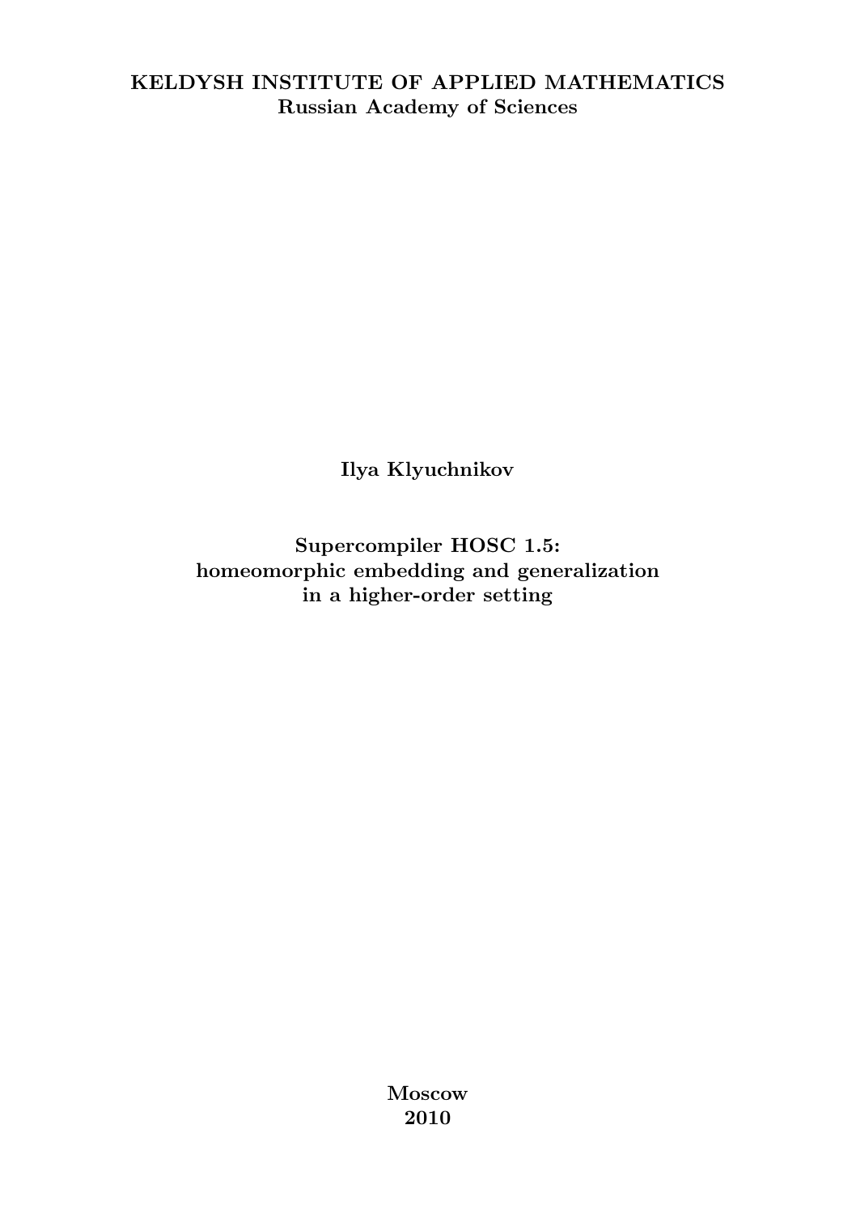**KELDYSH INSTITUTE OF APPLIED MATHEMATICS**
**Russian Academy of Sciences**

**Ilya Klyuchnikov**

# Supercompiler HOSC 1.5: homeomorphic embedding and generalization in a higher-order setting

**Moscow**
**2010**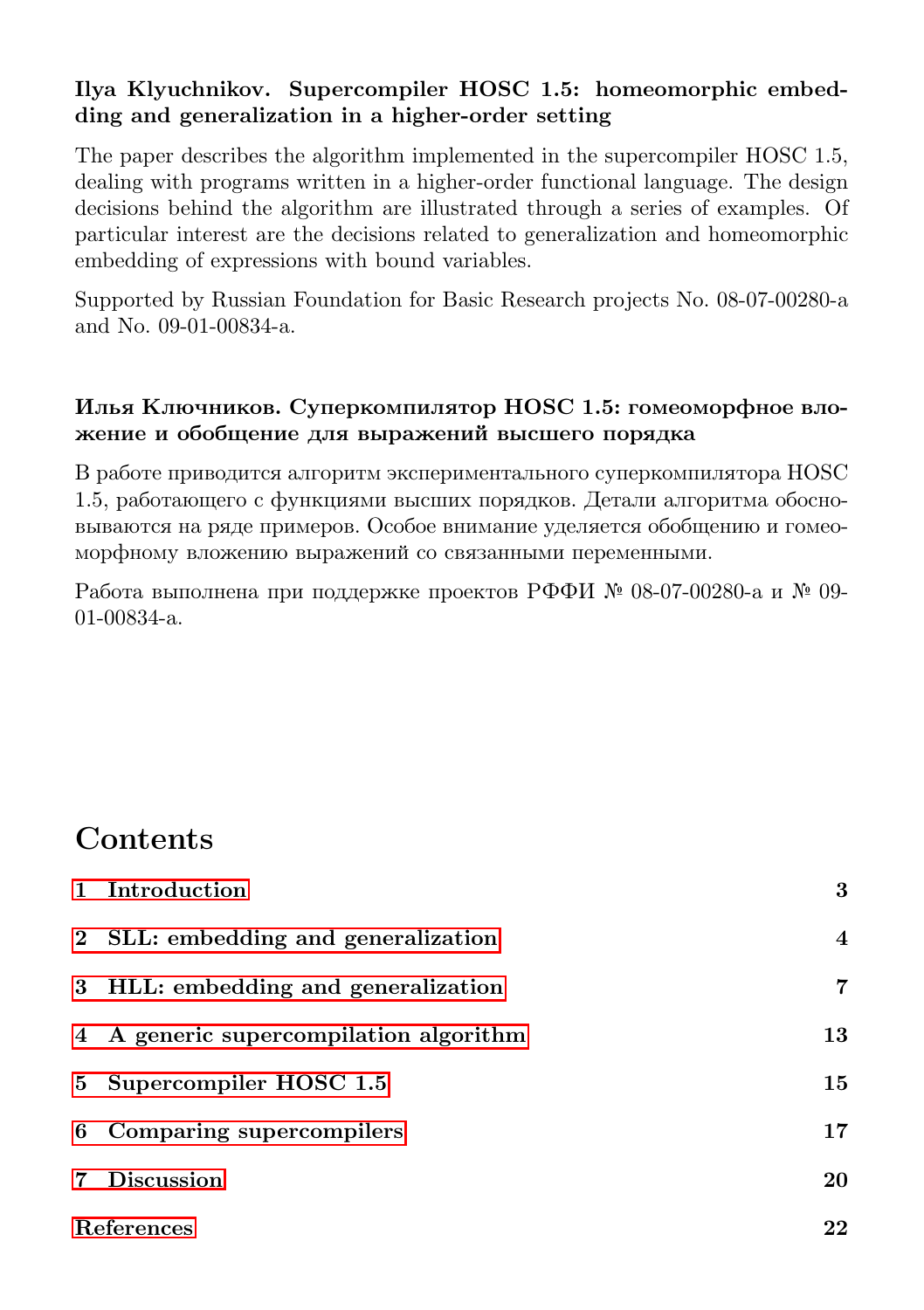**Ilya Klyuchnikov. Supercompiler HOSC 1.5: homeomorphic embedding and generalization in a higher-order setting**

The paper describes the algorithm implemented in the supercompiler HOSC 1.5, dealing with programs written in a higher-order functional language. The design decisions behind the algorithm are illustrated through a series of examples. Of particular interest are the decisions related to generalization and homeomorphic embedding of expressions with bound variables.

Supported by Russian Foundation for Basic Research projects No. 08-07-00280-a and No. 09-01-00834-a.

**Илья Ключников. Суперкомпилятор HOSC 1.5: гомеоморфное вложение и обобщение для выражений высшего порядка**

В работе приводится алгоритм экспериментального суперкомпилятора HOSC 1.5, работающего с функциями высших порядков. Детали алгоритма обосновываются на ряде примеров. Особое внимание уделяется обобщению и гомеоморфному вложению выражений со связанными переменными.

Работа выполнена при поддержке проектов РФФИ № 08-07-00280-a и № 09-01-00834-a.

# Contents

- **1 Introduction** — 3
- **2 SLL: embedding and generalization** — 4
- **3 HLL: embedding and generalization** — 7
- **4 A generic supercompilation algorithm** — 13
- **5 Supercompiler HOSC 1.5** — 15
- **6 Comparing supercompilers** — 17
- **7 Discussion** — 20
- **References** — 22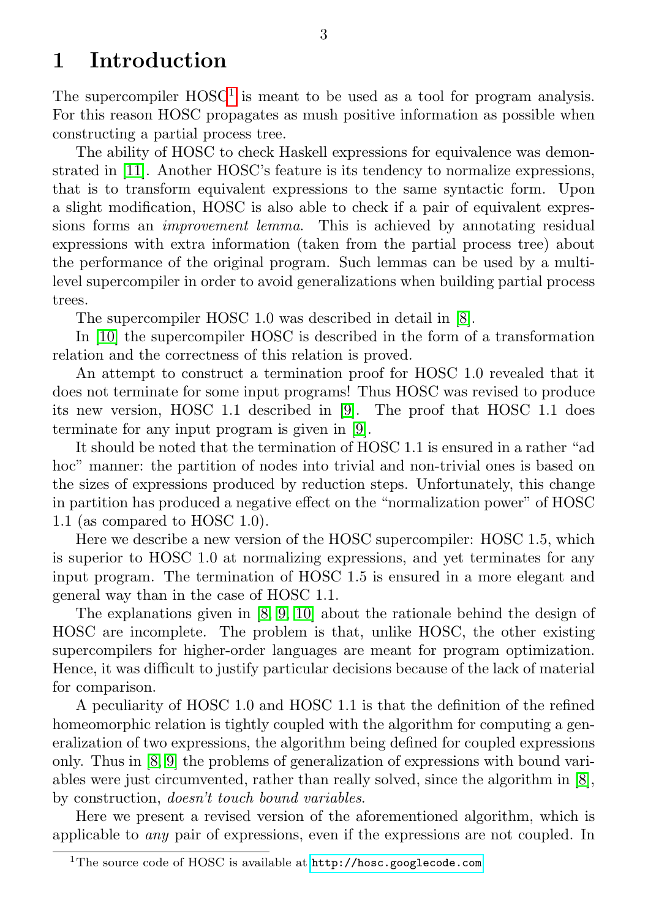# 1 Introduction

The supercompiler HOSC[1] is meant to be used as a tool for program analysis. For this reason HOSC propagates as mush positive information as possible when constructing a partial process tree.

The ability of HOSC to check Haskell expressions for equivalence was demonstrated in [11]. Another HOSC's feature is its tendency to normalize expressions, that is to transform equivalent expressions to the same syntactic form. Upon a slight modification, HOSC is also able to check if a pair of equivalent expressions forms an *improvement lemma*. This is achieved by annotating residual expressions with extra information (taken from the partial process tree) about the performance of the original program. Such lemmas can be used by a multi-level supercompiler in order to avoid generalizations when building partial process trees.

The supercompiler HOSC 1.0 was described in detail in [8].

In [10] the supercompiler HOSC is described in the form of a transformation relation and the correctness of this relation is proved.

An attempt to construct a termination proof for HOSC 1.0 revealed that it does not terminate for some input programs! Thus HOSC was revised to produce its new version, HOSC 1.1 described in [9]. The proof that HOSC 1.1 does terminate for any input program is given in [9].

It should be noted that the termination of HOSC 1.1 is ensured in a rather "ad hoc" manner: the partition of nodes into trivial and non-trivial ones is based on the sizes of expressions produced by reduction steps. Unfortunately, this change in partition has produced a negative effect on the "normalization power" of HOSC 1.1 (as compared to HOSC 1.0).

Here we describe a new version of the HOSC supercompiler: HOSC 1.5, which is superior to HOSC 1.0 at normalizing expressions, and yet terminates for any input program. The termination of HOSC 1.5 is ensured in a more elegant and general way than in the case of HOSC 1.1.

The explanations given in [8, 9, 10] about the rationale behind the design of HOSC are incomplete. The problem is that, unlike HOSC, the other existing supercompilers for higher-order languages are meant for program optimization. Hence, it was difficult to justify particular decisions because of the lack of material for comparison.

A peculiarity of HOSC 1.0 and HOSC 1.1 is that the definition of the refined homeomorphic relation is tightly coupled with the algorithm for computing a generalization of two expressions, the algorithm being defined for coupled expressions only. Thus in [8, 9] the problems of generalization of expressions with bound variables were just circumvented, rather than really solved, since the algorithm in [8], by construction, *doesn't touch bound variables*.

Here we present a revised version of the aforementioned algorithm, which is applicable to *any* pair of expressions, even if the expressions are not coupled. In

[1] The source code of HOSC is available at http://hosc.googlecode.com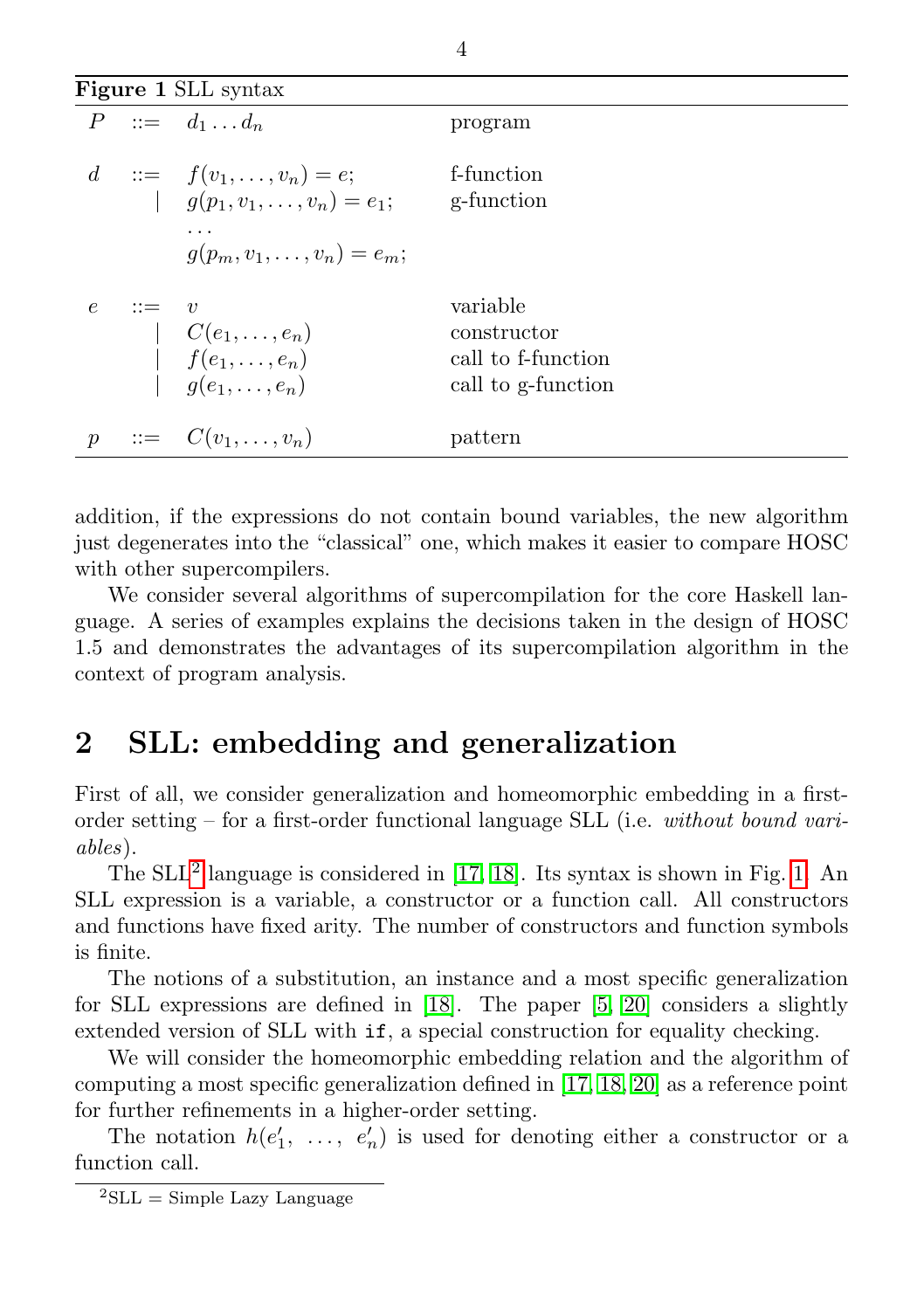**Figure 1** SLL syntax

| | | | |
|---|---|---|---|
| $P$ | $::=$ | $d_1 \dots d_n$ | program |
| $d$ | $::=$ | $f(v_1, \dots, v_n) = e;$ | f-function |
| | $\mid$ | $g(p_1, v_1, \dots, v_n) = e_1;$ | g-function |
| | | $\dots$ | |
| | | $g(p_m, v_1, \dots, v_n) = e_m;$ | |
| $e$ | $::=$ | $v$ | variable |
| | $\mid$ | $C(e_1, \dots, e_n)$ | constructor |
| | $\mid$ | $f(e_1, \dots, e_n)$ | call to f-function |
| | $\mid$ | $g(e_1, \dots, e_n)$ | call to g-function |
| $p$ | $::=$ | $C(v_1, \dots, v_n)$ | pattern |

addition, if the expressions do not contain bound variables, the new algorithm just degenerates into the "classical" one, which makes it easier to compare HOSC with other supercompilers.

We consider several algorithms of supercompilation for the core Haskell language. A series of examples explains the decisions taken in the design of HOSC 1.5 and demonstrates the advantages of its supercompilation algorithm in the context of program analysis.

## 2 SLL: embedding and generalization

First of all, we consider generalization and homeomorphic embedding in a first-order setting – for a first-order functional language SLL (i.e. *without bound variables*).

The SLL[2] language is considered in [17, 18]. Its syntax is shown in Fig. 1. An SLL expression is a variable, a constructor or a function call. All constructors and functions have fixed arity. The number of constructors and function symbols is finite.

The notions of a substitution, an instance and a most specific generalization for SLL expressions are defined in [18]. The paper [5, 20] considers a slightly extended version of SLL with `if`, a special construction for equality checking.

We will consider the homeomorphic embedding relation and the algorithm of computing a most specific generalization defined in [17, 18, 20] as a reference point for further refinements in a higher-order setting.

The notation $h(e'_1, \dots, e'_n)$ is used for denoting either a constructor or a function call.

[2] SLL = Simple Lazy Language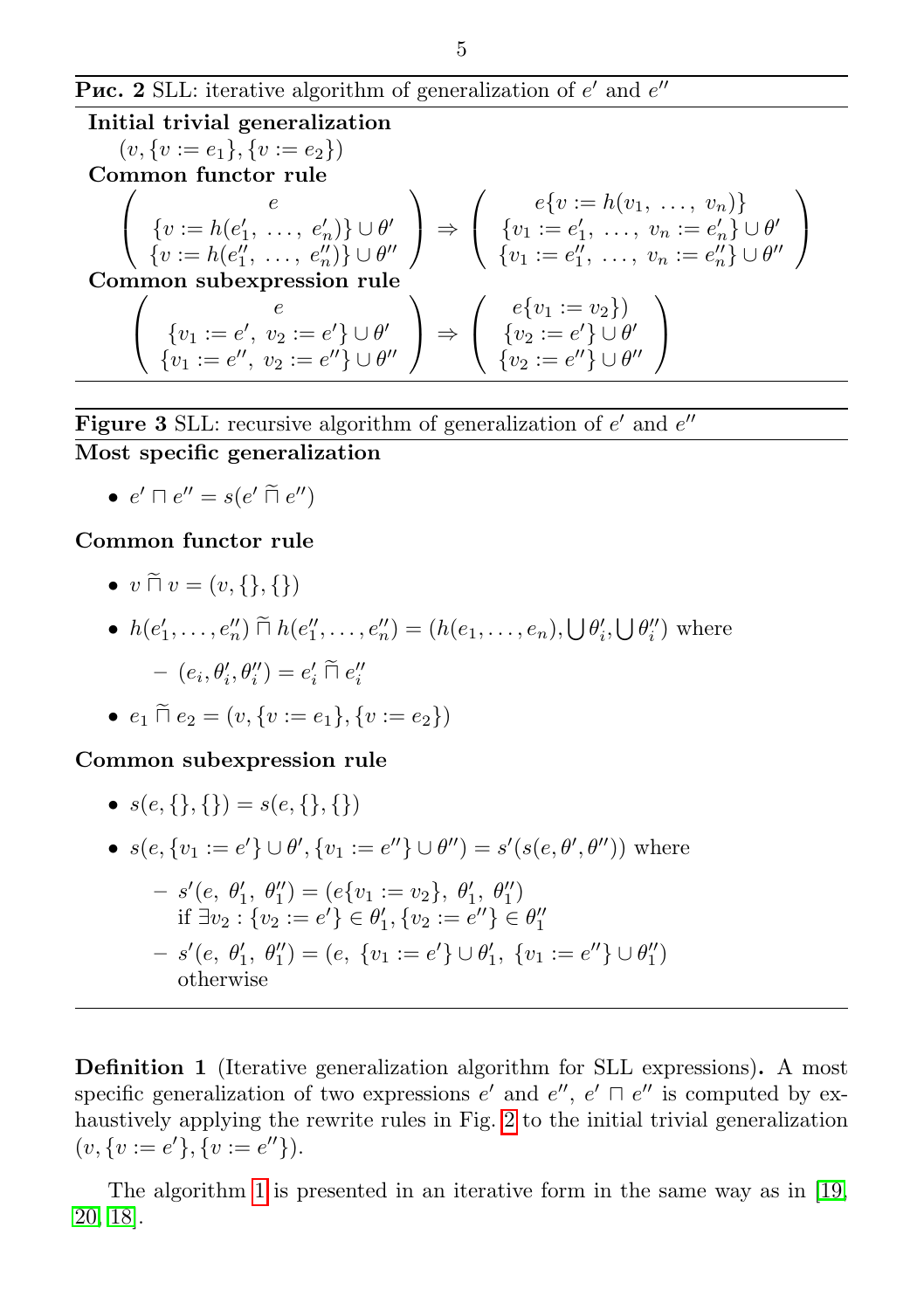**Рис. 2** SLL: iterative algorithm of generalization of $e'$ and $e''$

**Initial trivial generalization**

$$(v, \{v := e_1\}, \{v := e_2\})$$

**Common functor rule**

$$\begin{pmatrix} e \\ \{v := h(e'_1,\ \ldots,\ e'_n)\} \cup \theta' \\ \{v := h(e''_1,\ \ldots,\ e''_n)\} \cup \theta'' \end{pmatrix} \Rightarrow \begin{pmatrix} e\{v := h(v_1,\ \ldots,\ v_n)\} \\ \{v_1 := e'_1,\ \ldots,\ v_n := e'_n\} \cup \theta' \\ \{v_1 := e''_1,\ \ldots,\ v_n := e''_n\} \cup \theta'' \end{pmatrix}$$

**Common subexpression rule**

$$\begin{pmatrix} e \\ \{v_1 := e',\ v_2 := e'\} \cup \theta' \\ \{v_1 := e'',\ v_2 := e''\} \cup \theta'' \end{pmatrix} \Rightarrow \begin{pmatrix} e\{v_1 := v_2\}) \\ \{v_2 := e'\} \cup \theta' \\ \{v_2 := e''\} \cup \theta'' \end{pmatrix}$$

---

**Figure 3** SLL: recursive algorithm of generalization of $e'$ and $e''$

**Most specific generalization**

- $e' \sqcap e'' = s(e' \mathbin{\widetilde{\sqcap}} e'')$

**Common functor rule**

- $v \mathbin{\widetilde{\sqcap}} v = (v, \{\}, \{\})$
- $h(e'_1, \ldots, e''_n) \mathbin{\widetilde{\sqcap}} h(e''_1, \ldots, e''_n) = (h(e_1, \ldots, e_n), \bigcup \theta'_i, \bigcup \theta''_i)$ where
  - $(e_i, \theta'_i, \theta''_i) = e'_i \mathbin{\widetilde{\sqcap}} e''_i$
- $e_1 \mathbin{\widetilde{\sqcap}} e_2 = (v, \{v := e_1\}, \{v := e_2\})$

**Common subexpression rule**

- $s(e, \{\}, \{\}) = s(e, \{\}, \{\})$
- $s(e, \{v_1 := e'\} \cup \theta', \{v_1 := e''\} \cup \theta'') = s'(s(e, \theta', \theta''))$ where
  - $s'(e,\ \theta'_1,\ \theta''_1) = (e\{v_1 := v_2\},\ \theta'_1,\ \theta''_1)$
    if $\exists v_2 : \{v_2 := e'\} \in \theta'_1, \{v_2 := e''\} \in \theta''_1$
  - $s'(e,\ \theta'_1,\ \theta''_1) = (e,\ \{v_1 := e'\} \cup \theta'_1,\ \{v_1 := e''\} \cup \theta''_1)$
    otherwise

---

**Definition 1** (Iterative generalization algorithm for SLL expressions)**.** A most specific generalization of two expressions $e'$ and $e''$, $e' \sqcap e''$ is computed by exhaustively applying the rewrite rules in Fig. 2 to the initial trivial generalization $(v, \{v := e'\}, \{v := e''\})$.

The algorithm 1 is presented in an iterative form in the same way as in [19, 20, 18].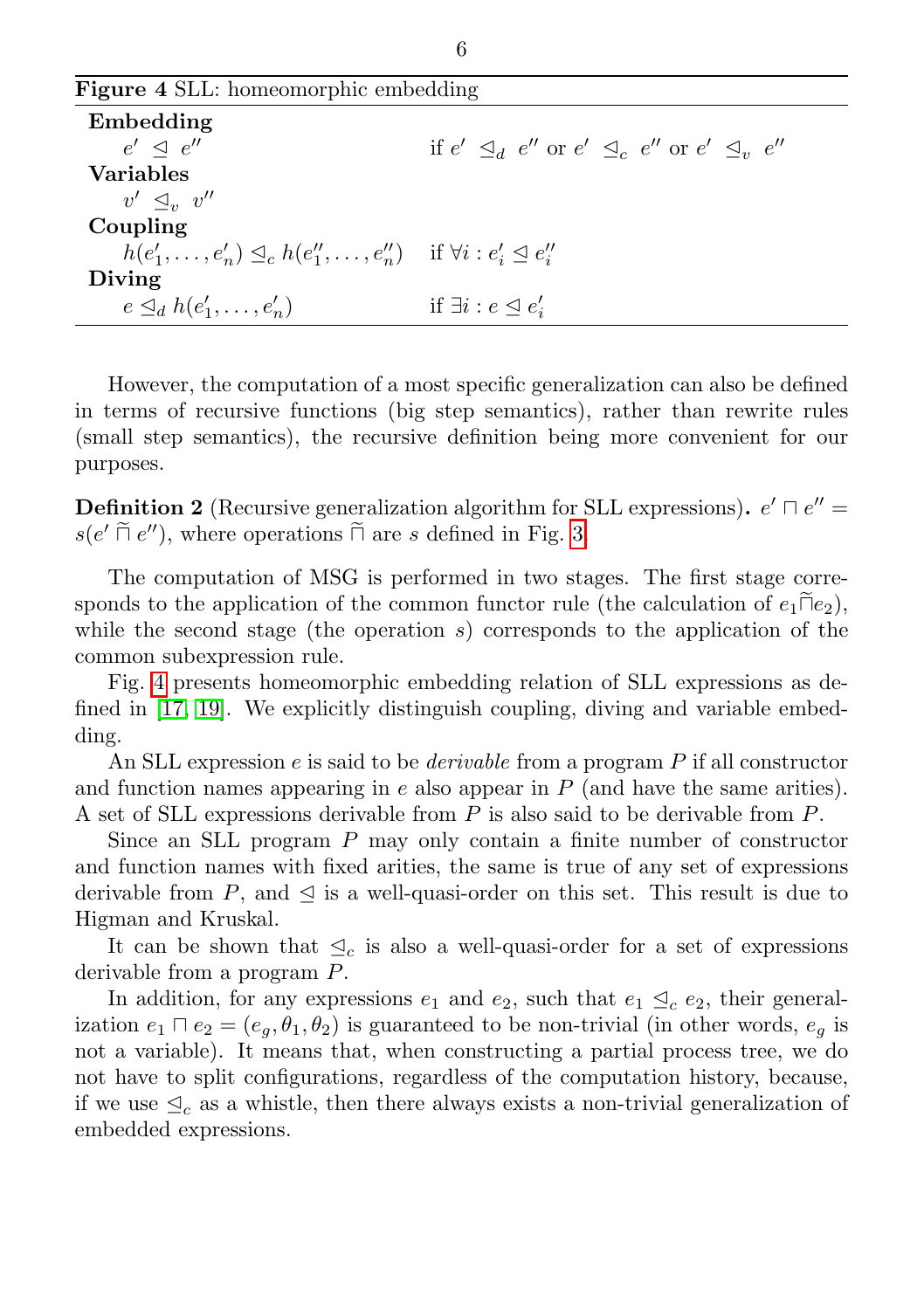**Figure 4** SLL: homeomorphic embedding

| | |
|---|---|
| **Embedding** | |
| $e' \trianglelefteq e''$ | if $e' \trianglelefteq_d e''$ or $e' \trianglelefteq_c e''$ or $e' \trianglelefteq_v e''$ |
| **Variables** | |
| $v' \trianglelefteq_v v''$ | |
| **Coupling** | |
| $h(e'_1, \ldots, e'_n) \trianglelefteq_c h(e''_1, \ldots, e''_n)$ | if $\forall i : e'_i \trianglelefteq e''_i$ |
| **Diving** | |
| $e \trianglelefteq_d h(e'_1, \ldots, e'_n)$ | if $\exists i : e \trianglelefteq e'_i$ |

However, the computation of a most specific generalization can also be defined in terms of recursive functions (big step semantics), rather than rewrite rules (small step semantics), the recursive definition being more convenient for our purposes.

**Definition 2** (Recursive generalization algorithm for SLL expressions)**.** $e' \sqcap e'' = s(e' \,\widetilde{\sqcap}\, e'')$, where operations $\widetilde{\sqcap}$ are $s$ defined in Fig. 3.

The computation of MSG is performed in two stages. The first stage corresponds to the application of the common functor rule (the calculation of $e_1 \widetilde{\sqcap} e_2$), while the second stage (the operation $s$) corresponds to the application of the common subexpression rule.

Fig. 4 presents homeomorphic embedding relation of SLL expressions as defined in [17, 19]. We explicitly distinguish coupling, diving and variable embedding.

An SLL expression $e$ is said to be *derivable* from a program $P$ if all constructor and function names appearing in $e$ also appear in $P$ (and have the same arities). A set of SLL expressions derivable from $P$ is also said to be derivable from $P$.

Since an SLL program $P$ may only contain a finite number of constructor and function names with fixed arities, the same is true of any set of expressions derivable from $P$, and $\trianglelefteq$ is a well-quasi-order on this set. This result is due to Higman and Kruskal.

It can be shown that $\trianglelefteq_c$ is also a well-quasi-order for a set of expressions derivable from a program $P$.

In addition, for any expressions $e_1$ and $e_2$, such that $e_1 \trianglelefteq_c e_2$, their generalization $e_1 \sqcap e_2 = (e_g, \theta_1, \theta_2)$ is guaranteed to be non-trivial (in other words, $e_g$ is not a variable). It means that, when constructing a partial process tree, we do not have to split configurations, regardless of the computation history, because, if we use $\trianglelefteq_c$ as a whistle, then there always exists a non-trivial generalization of embedded expressions.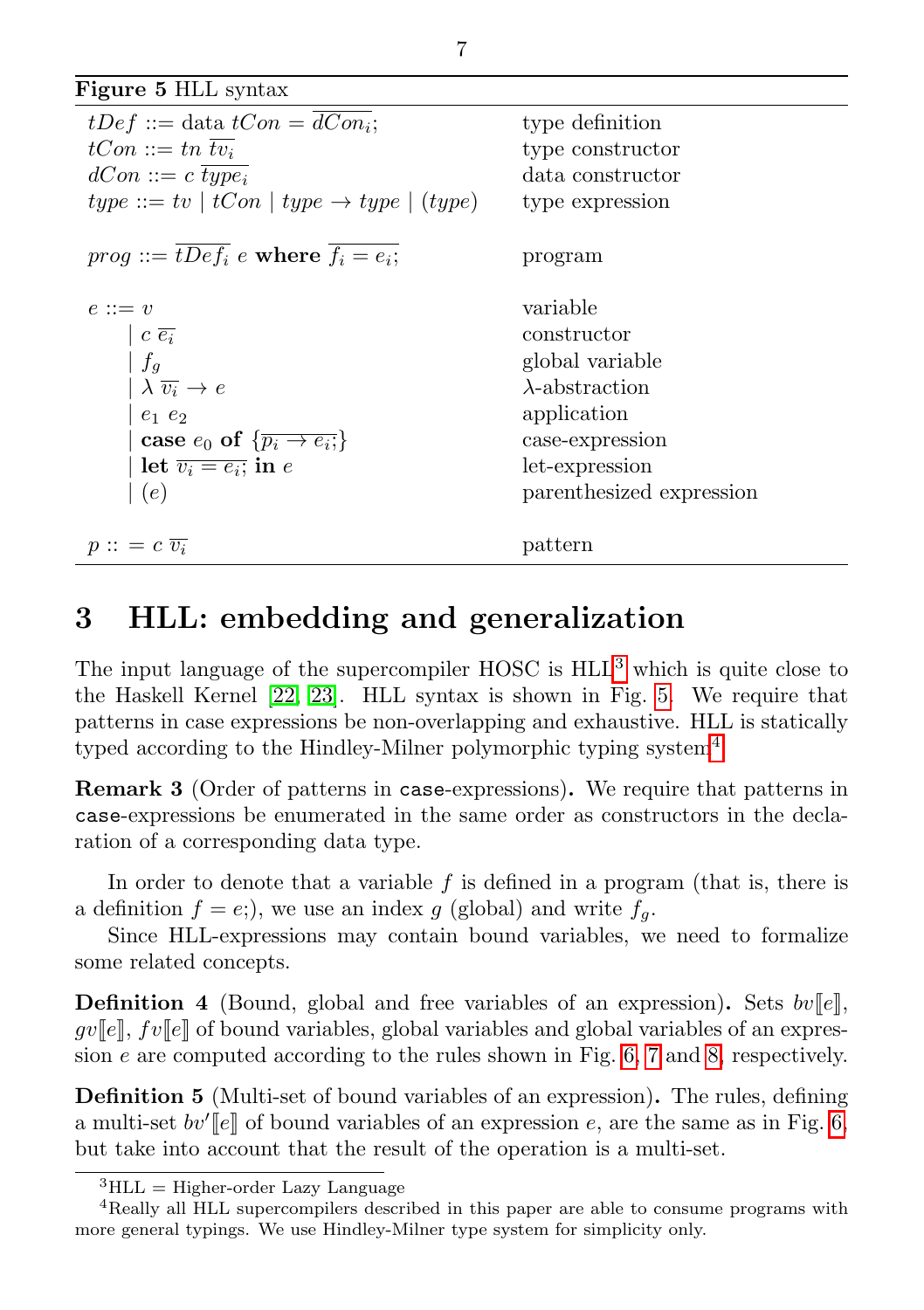**Figure 5** HLL syntax

| | |
|---|---|
| $tDef ::= \text{data}\ tCon = \overline{dCon_i};$ | type definition |
| $tCon ::= tn\ \overline{tv_i}$ | type constructor |
| $dCon ::= c\ \overline{type_i}$ | data constructor |
| $type ::= tv \mid tCon \mid type \rightarrow type \mid (type)$ | type expression |
| | |
| $prog ::= \overline{tDef_i}\ e\ \textbf{where}\ \overline{f_i = e_i;}$ | program |
| | |
| $e ::= v$ | variable |
| $\quad \mid c\ \overline{e_i}$ | constructor |
| $\quad \mid f_g$ | global variable |
| $\quad \mid \lambda\ \overline{v_i} \rightarrow e$ | $\lambda$-abstraction |
| $\quad \mid e_1\ e_2$ | application |
| $\quad \mid \textbf{case}\ e_0\ \textbf{of}\ \{\overline{p_i \rightarrow e_i;}\}$ | case-expression |
| $\quad \mid \textbf{let}\ \overline{v_i = e_i;}\ \textbf{in}\ e$ | let-expression |
| $\quad \mid (e)$ | parenthesized expression |
| | |
| $p ::= c\ \overline{v_i}$ | pattern |

## 3 HLL: embedding and generalization

The input language of the supercompiler HOSC is HLL[3] which is quite close to the Haskell Kernel [22, 23]. HLL syntax is shown in Fig. 5. We require that patterns in case expressions be non-overlapping and exhaustive. HLL is statically typed according to the Hindley-Milner polymorphic typing system[4].

**Remark 3** (Order of patterns in `case`-expressions)**.** We require that patterns in `case`-expressions be enumerated in the same order as constructors in the declaration of a corresponding data type.

In order to denote that a variable $f$ is defined in a program (that is, there is a definition $f = e;$), we use an index $g$ (global) and write $f_g$.

Since HLL-expressions may contain bound variables, we need to formalize some related concepts.

**Definition 4** (Bound, global and free variables of an expression)**.** Sets $bv[\![e]\!]$, $gv[\![e]\!]$, $fv[\![e]\!]$ of bound variables, global variables and global variables of an expression $e$ are computed according to the rules shown in Fig. 6, 7 and 8, respectively.

**Definition 5** (Multi-set of bound variables of an expression)**.** The rules, defining a multi-set $bv'[\![e]\!]$ of bound variables of an expression $e$, are the same as in Fig. 6, but take into account that the result of the operation is a multi-set.

---

[3] HLL = Higher-order Lazy Language

[4] Really all HLL supercompilers described in this paper are able to consume programs with more general typings. We use Hindley-Milner type system for simplicity only.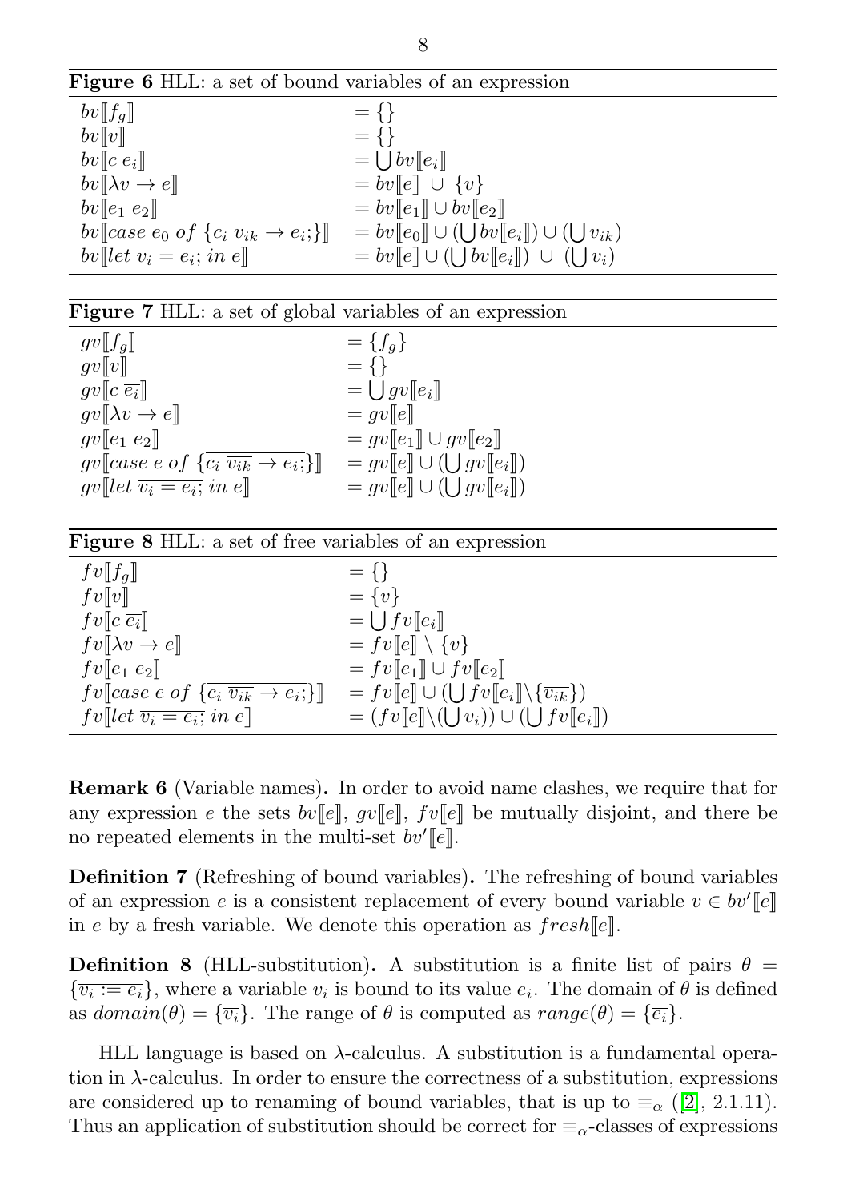**Figure 6** HLL: a set of bound variables of an expression

| | |
|---|---|
| $bv[\![f_g]\!]$ | $= \{\}$ |
| $bv[\![v]\!]$ | $= \{\}$ |
| $bv[\![c\ \overline{e_i}]\!]$ | $= \bigcup bv[\![e_i]\!]$ |
| $bv[\![\lambda v \rightarrow e]\!]$ | $= bv[\![e]\!]\ \cup\ \{v\}$ |
| $bv[\![e_1\ e_2]\!]$ | $= bv[\![e_1]\!] \cup bv[\![e_2]\!]$ |
| $bv[\![case\ e_0\ of\ \{\overline{c_i\ \overline{v_{ik}} \rightarrow e_i;}\}]\!]$ | $= bv[\![e_0]\!] \cup (\bigcup bv[\![e_i]\!]) \cup (\bigcup v_{ik})$ |
| $bv[\![let\ \overline{v_i = e_i;}\ in\ e]\!]$ | $= bv[\![e]\!] \cup (\bigcup bv[\![e_i]\!])\ \cup\ (\bigcup v_i)$ |

**Figure 7** HLL: a set of global variables of an expression

| | |
|---|---|
| $gv[\![f_g]\!]$ | $= \{f_g\}$ |
| $gv[\![v]\!]$ | $= \{\}$ |
| $gv[\![c\ \overline{e_i}]\!]$ | $= \bigcup gv[\![e_i]\!]$ |
| $gv[\![\lambda v \rightarrow e]\!]$ | $= gv[\![e]\!]$ |
| $gv[\![e_1\ e_2]\!]$ | $= gv[\![e_1]\!] \cup gv[\![e_2]\!]$ |
| $gv[\![case\ e\ of\ \{\overline{c_i\ \overline{v_{ik}} \rightarrow e_i;}\}]\!]$ | $= gv[\![e]\!] \cup (\bigcup gv[\![e_i]\!])$ |
| $gv[\![let\ \overline{v_i = e_i;}\ in\ e]\!]$ | $= gv[\![e]\!] \cup (\bigcup gv[\![e_i]\!])$ |

**Figure 8** HLL: a set of free variables of an expression

| | |
|---|---|
| $fv[\![f_g]\!]$ | $= \{\}$ |
| $fv[\![v]\!]$ | $= \{v\}$ |
| $fv[\![c\ \overline{e_i}]\!]$ | $= \bigcup fv[\![e_i]\!]$ |
| $fv[\![\lambda v \rightarrow e]\!]$ | $= fv[\![e]\!] \setminus \{v\}$ |
| $fv[\![e_1\ e_2]\!]$ | $= fv[\![e_1]\!] \cup fv[\![e_2]\!]$ |
| $fv[\![case\ e\ of\ \{\overline{c_i\ \overline{v_{ik}} \rightarrow e_i;}\}]\!]$ | $= fv[\![e]\!] \cup (\bigcup fv[\![e_i]\!] \setminus \{\overline{v_{ik}}\})$ |
| $fv[\![let\ \overline{v_i = e_i;}\ in\ e]\!]$ | $= (fv[\![e]\!] \setminus (\bigcup v_i)) \cup (\bigcup fv[\![e_i]\!])$ |

**Remark 6** (Variable names)**.** In order to avoid name clashes, we require that for any expression $e$ the sets $bv[\![e]\!]$, $gv[\![e]\!]$, $fv[\![e]\!]$ be mutually disjoint, and there be no repeated elements in the multi-set $bv'[\![e]\!]$.

**Definition 7** (Refreshing of bound variables)**.** The refreshing of bound variables of an expression $e$ is a consistent replacement of every bound variable $v \in bv'[\![e]\!]$ in $e$ by a fresh variable. We denote this operation as $fresh[\![e]\!]$.

**Definition 8** (HLL-substitution)**.** A substitution is a finite list of pairs $\theta = \{\overline{v_i := e_i}\}$, where a variable $v_i$ is bound to its value $e_i$. The domain of $\theta$ is defined as $domain(\theta) = \{\overline{v_i}\}$. The range of $\theta$ is computed as $range(\theta) = \{\overline{e_i}\}$.

HLL language is based on $\lambda$-calculus. A substitution is a fundamental operation in $\lambda$-calculus. In order to ensure the correctness of a substitution, expressions are considered up to renaming of bound variables, that is up to $\equiv_\alpha$ ([2], 2.1.11). Thus an application of substitution should be correct for $\equiv_\alpha$-classes of expressions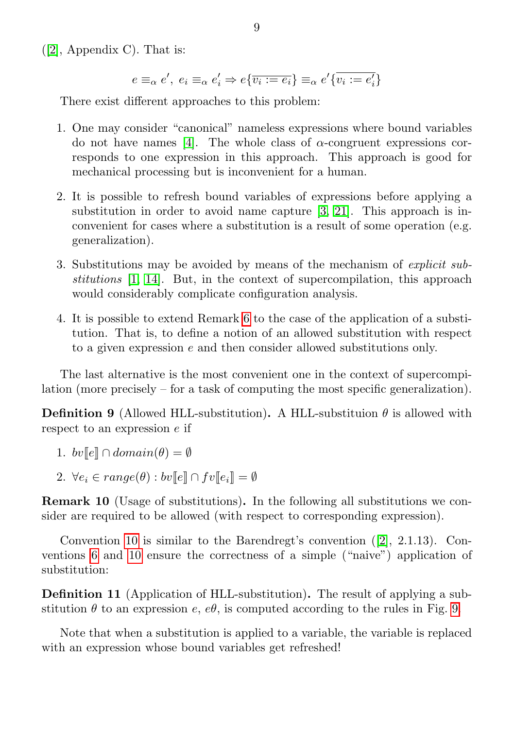([2], Appendix C). That is:

$$e \equiv_\alpha e',\ e_i \equiv_\alpha e'_i \Rightarrow e\{\overline{v_i := e_i}\} \equiv_\alpha e'\{\overline{v_i := e'_i}\}$$

There exist different approaches to this problem:

1. One may consider "canonical" nameless expressions where bound variables do not have names [4]. The whole class of $\alpha$-congruent expressions corresponds to one expression in this approach. This approach is good for mechanical processing but is inconvenient for a human.

2. It is possible to refresh bound variables of expressions before applying a substitution in order to avoid name capture [3, 21]. This approach is inconvenient for cases where a substitution is a result of some operation (e.g. generalization).

3. Substitutions may be avoided by means of the mechanism of *explicit substitutions* [1, 14]. But, in the context of supercompilation, this approach would considerably complicate configuration analysis.

4. It is possible to extend Remark 6 to the case of the application of a substitution. That is, to define a notion of an allowed substitution with respect to a given expression $e$ and then consider allowed substitutions only.

The last alternative is the most convenient one in the context of supercompilation (more precisely – for a task of computing the most specific generalization).

**Definition 9** (Allowed HLL-substitution)**.** A HLL-substituion $\theta$ is allowed with respect to an expression $e$ if

1. $bv[\![e]\!] \cap domain(\theta) = \emptyset$
2. $\forall e_i \in range(\theta) : bv[\![e]\!] \cap fv[\![e_i]\!] = \emptyset$

**Remark 10** (Usage of substitutions)**.** In the following all substitutions we consider are required to be allowed (with respect to corresponding expression).

Convention 10 is similar to the Barendregt's convention ([2], 2.1.13). Conventions 6 and 10 ensure the correctness of a simple ("naive") application of substitution:

**Definition 11** (Application of HLL-substitution)**.** The result of applying a substitution $\theta$ to an expression $e$, $e\theta$, is computed according to the rules in Fig. 9.

Note that when a substitution is applied to a variable, the variable is replaced with an expression whose bound variables get refreshed!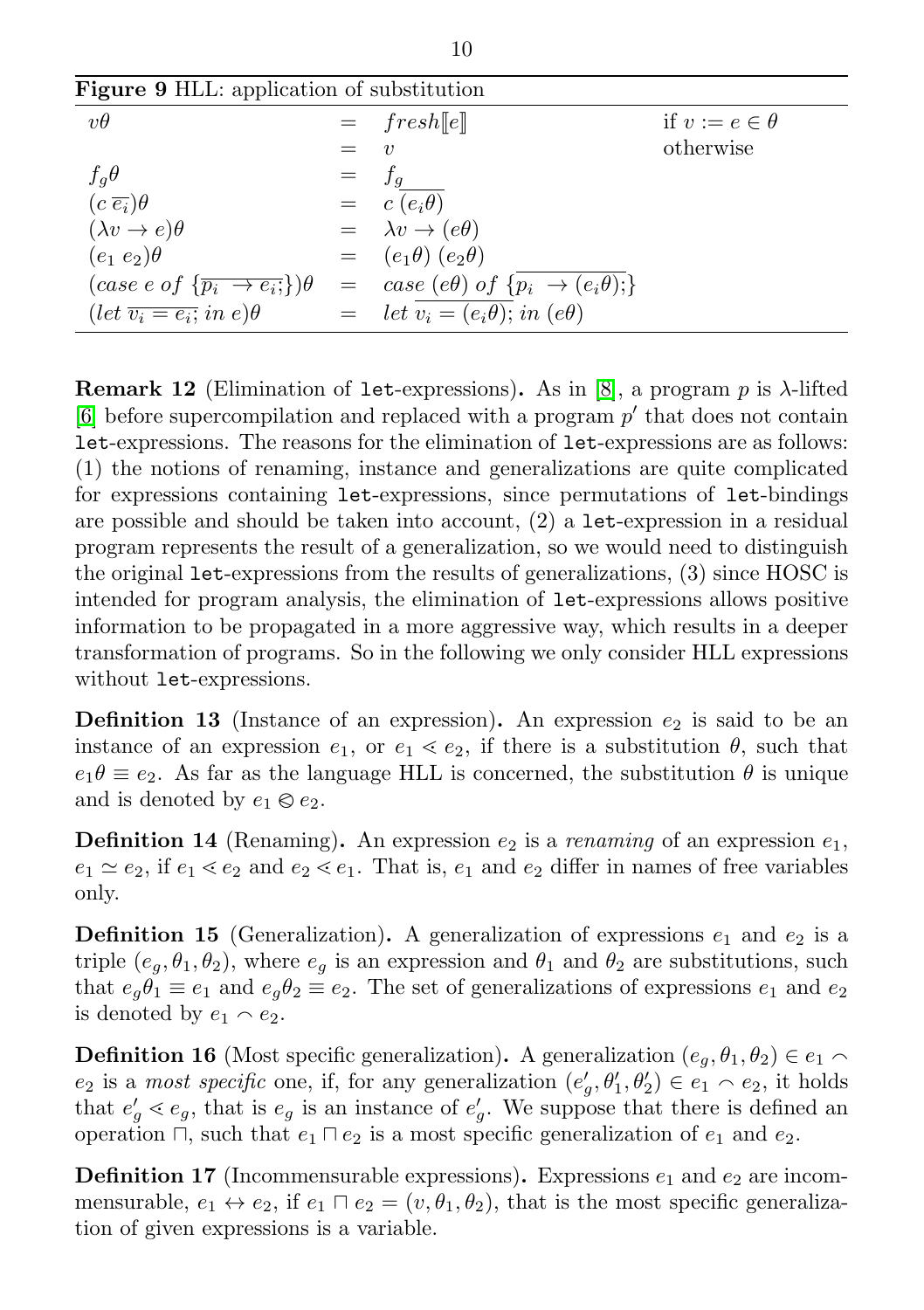**Figure 9** HLL: application of substitution

| | | | |
|---|---|---|---|
| $v\theta$ | $=$ | $fresh[\![e]\!]$ | if $v := e \in \theta$ |
| | $=$ | $v$ | otherwise |
| $f_g\theta$ | $=$ | $f_g$ | |
| $(c\ \overline{e_i})\theta$ | $=$ | $c\ \overline{(e_i\theta)}$ | |
| $(\lambda v \to e)\theta$ | $=$ | $\lambda v \to (e\theta)$ | |
| $(e_1\ e_2)\theta$ | $=$ | $(e_1\theta)\ (e_2\theta)$ | |
| $(case\ e\ of\ \{\overline{p_i\ \to e_i;}\})\theta$ | $=$ | $case\ (e\theta)\ of\ \{\overline{p_i\ \to (e_i\theta);}\}$ | |
| $(let\ \overline{v_i = e_i;}\ in\ e)\theta$ | $=$ | $let\ \overline{v_i = (e_i\theta);}\ in\ (e\theta)$ | |

**Remark 12** (Elimination of let-expressions)**.** As in [8], a program $p$ is $\lambda$-lifted [6] before supercompilation and replaced with a program $p'$ that does not contain let-expressions. The reasons for the elimination of let-expressions are as follows: (1) the notions of renaming, instance and generalizations are quite complicated for expressions containing let-expressions, since permutations of let-bindings are possible and should be taken into account, (2) a let-expression in a residual program represents the result of a generalization, so we would need to distinguish the original let-expressions from the results of generalizations, (3) since HOSC is intended for program analysis, the elimination of let-expressions allows positive information to be propagated in a more aggressive way, which results in a deeper transformation of programs. So in the following we only consider HLL expressions without let-expressions.

**Definition 13** (Instance of an expression)**.** An expression $e_2$ is said to be an instance of an expression $e_1$, or $e_1 \lessdot e_2$, if there is a substitution $\theta$, such that $e_1\theta \equiv e_2$. As far as the language HLL is concerned, the substitution $\theta$ is unique and is denoted by $e_1 \otimes e_2$.

**Definition 14** (Renaming)**.** An expression $e_2$ is a *renaming* of an expression $e_1$, $e_1 \simeq e_2$, if $e_1 \lessdot e_2$ and $e_2 \lessdot e_1$. That is, $e_1$ and $e_2$ differ in names of free variables only.

**Definition 15** (Generalization)**.** A generalization of expressions $e_1$ and $e_2$ is a triple $(e_g, \theta_1, \theta_2)$, where $e_g$ is an expression and $\theta_1$ and $\theta_2$ are substitutions, such that $e_g\theta_1 \equiv e_1$ and $e_g\theta_2 \equiv e_2$. The set of generalizations of expressions $e_1$ and $e_2$ is denoted by $e_1 \frown e_2$.

**Definition 16** (Most specific generalization)**.** A generalization $(e_g, \theta_1, \theta_2) \in e_1 \frown e_2$ is a *most specific* one, if, for any generalization $(e'_g, \theta'_1, \theta'_2) \in e_1 \frown e_2$, it holds that $e'_g \lessdot e_g$, that is $e_g$ is an instance of $e'_g$. We suppose that there is defined an operation $\sqcap$, such that $e_1 \sqcap e_2$ is a most specific generalization of $e_1$ and $e_2$.

**Definition 17** (Incommensurable expressions)**.** Expressions $e_1$ and $e_2$ are incommensurable, $e_1 \leftrightarrow e_2$, if $e_1 \sqcap e_2 = (v, \theta_1, \theta_2)$, that is the most specific generalization of given expressions is a variable.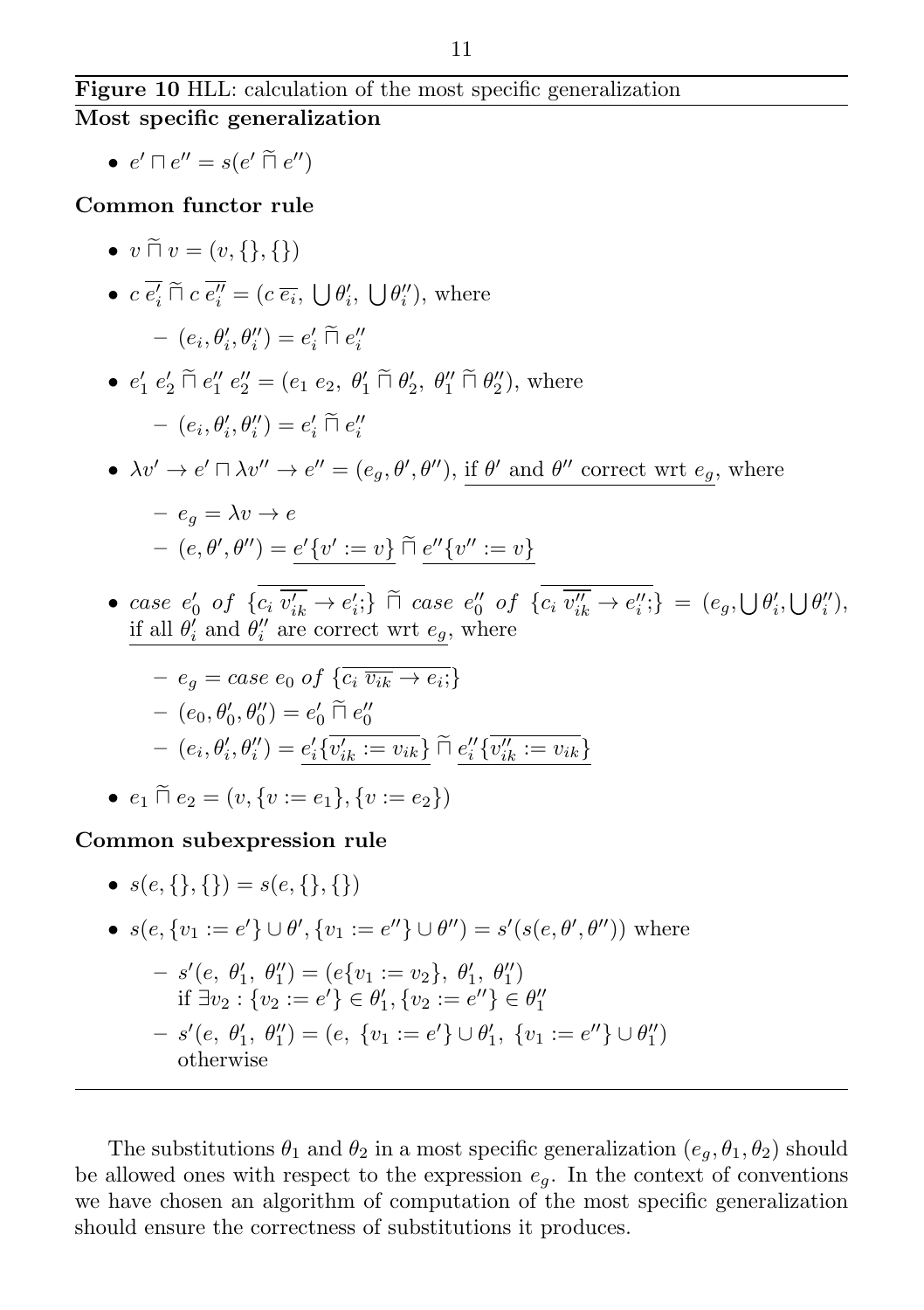**Figure 10** HLL: calculation of the most specific generalization

**Most specific generalization**

- $e' \sqcap e'' = s(e' \,\widetilde{\sqcap}\, e'')$

**Common functor rule**

- $v \,\widetilde{\sqcap}\, v = (v, \{\}, \{\})$
- $c\ \overline{e'_i} \,\widetilde{\sqcap}\, c\ \overline{e''_i} = (c\ \overline{e_i},\ \bigcup \theta'_i,\ \bigcup \theta''_i)$, where
  - $(e_i, \theta'_i, \theta''_i) = e'_i \,\widetilde{\sqcap}\, e''_i$
- $e'_1\ e'_2 \,\widetilde{\sqcap}\, e''_1\ e''_2 = (e_1\ e_2,\ \theta'_1 \,\widetilde{\sqcap}\, \theta'_2,\ \theta''_1 \,\widetilde{\sqcap}\, \theta''_2)$, where
  - $(e_i, \theta'_i, \theta''_i) = e'_i \,\widetilde{\sqcap}\, e''_i$
- $\lambda v' \to e' \sqcap \lambda v'' \to e'' = (e_g, \theta', \theta'')$, <u>if $\theta'$ and $\theta''$ correct wrt $e_g$</u>, where
  - $e_g = \lambda v \to e$
  - $(e, \theta', \theta'') = \underline{e'\{v' := v\}} \,\widetilde{\sqcap}\, \underline{e''\{v'' := v\}}$
- $case\ e'_0\ of\ \{\overline{c_i\ \overline{v'_{ik}} \to e'_i;}\} \,\widetilde{\sqcap}\, case\ e''_0\ of\ \{\overline{c_i\ \overline{v''_{ik}} \to e''_i;}\} = (e_g, \bigcup \theta'_i, \bigcup \theta''_i)$, <u>if all $\theta'_i$ and $\theta''_i$ are correct wrt $e_g$</u>, where
  - $e_g = case\ e_0\ of\ \{\overline{c_i\ \overline{v_{ik}} \to e_i;}\}$
  - $(e_0, \theta'_0, \theta''_0) = e'_0 \,\widetilde{\sqcap}\, e''_0$
  - $(e_i, \theta'_i, \theta''_i) = \underline{e'_i\{\overline{v'_{ik} := v_{ik}}\}} \,\widetilde{\sqcap}\, \underline{e''_i\{\overline{v''_{ik} := v_{ik}}\}}$
- $e_1 \,\widetilde{\sqcap}\, e_2 = (v, \{v := e_1\}, \{v := e_2\})$

**Common subexpression rule**

- $s(e, \{\}, \{\}) = s(e, \{\}, \{\})$
- $s(e, \{v_1 := e'\} \cup \theta', \{v_1 := e''\} \cup \theta'') = s'(s(e, \theta', \theta''))$ where
  - $s'(e,\ \theta'_1,\ \theta''_1) = (e\{v_1 := v_2\},\ \theta'_1,\ \theta''_1)$
    if $\exists v_2 : \{v_2 := e'\} \in \theta'_1, \{v_2 := e''\} \in \theta''_1$
  - $s'(e,\ \theta'_1,\ \theta''_1) = (e,\ \{v_1 := e'\} \cup \theta'_1,\ \{v_1 := e''\} \cup \theta''_1)$
    otherwise

The substitutions $\theta_1$ and $\theta_2$ in a most specific generalization $(e_g, \theta_1, \theta_2)$ should be allowed ones with respect to the expression $e_g$. In the context of conventions we have chosen an algorithm of computation of the most specific generalization should ensure the correctness of substitutions it produces.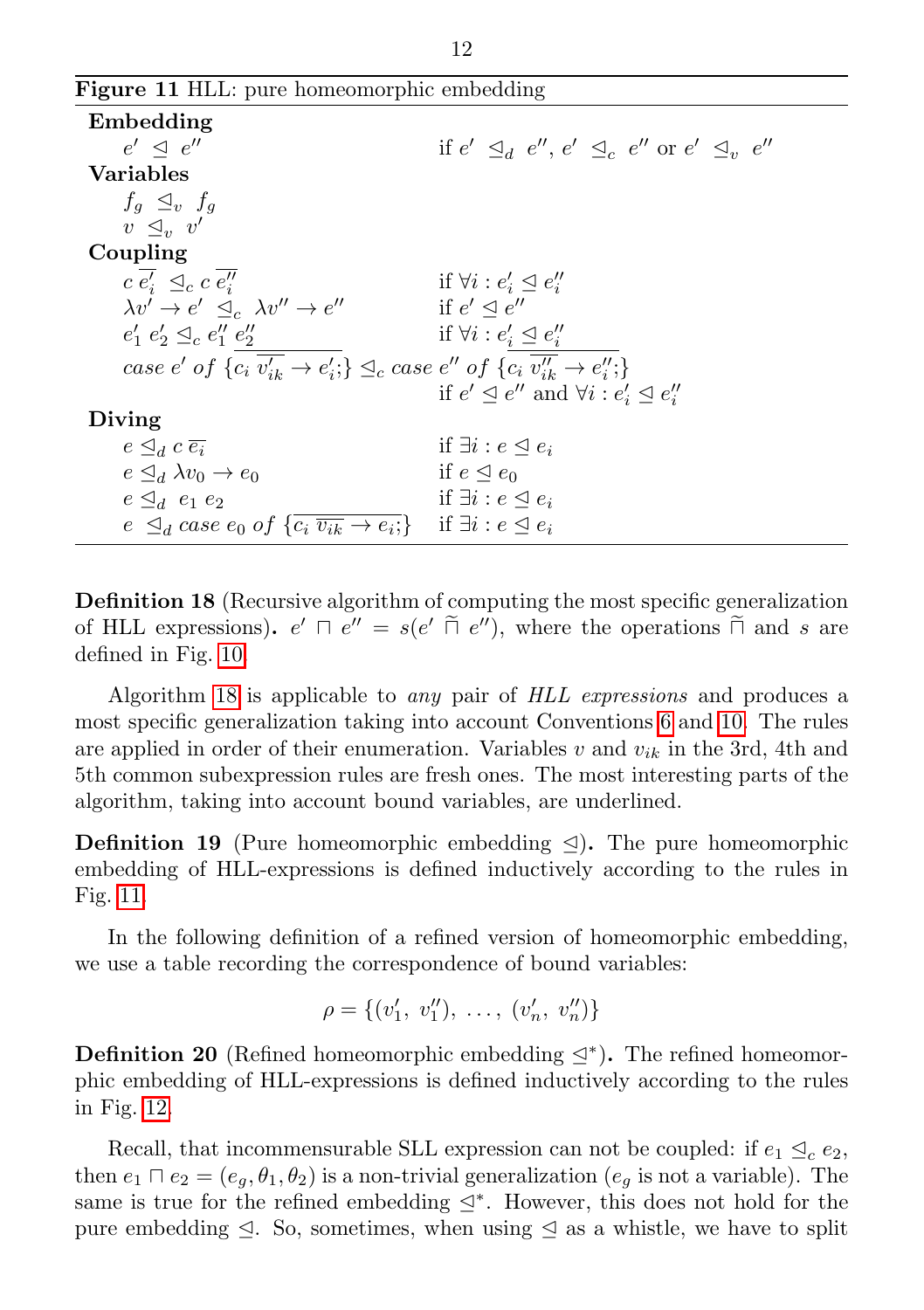**Figure 11** HLL: pure homeomorphic embedding

| | |
|---|---|
| **Embedding** | |
| $e' \trianglelefteq e''$ | if $e' \trianglelefteq_d e''$, $e' \trianglelefteq_c e''$ or $e' \trianglelefteq_v e''$ |
| **Variables** | |
| $f_g \trianglelefteq_v f_g$ | |
| $v \trianglelefteq_v v'$ | |
| **Coupling** | |
| $c\ \overline{e'_i} \trianglelefteq_c c\ \overline{e''_i}$ | if $\forall i : e'_i \trianglelefteq e''_i$ |
| $\lambda v' \to e' \trianglelefteq_c \lambda v'' \to e''$ | if $e' \trianglelefteq e''$ |
| $e'_1\ e'_2 \trianglelefteq_c e''_1\ e''_2$ | if $\forall i : e'_i \trianglelefteq e''_i$ |
| $case\ e'\ of\ \{\overline{c_i\ \overline{v'_{ik}} \to e'_i;}\} \trianglelefteq_c case\ e''\ of\ \{\overline{c_i\ \overline{v''_{ik}} \to e''_i;}\}$ | if $e' \trianglelefteq e''$ and $\forall i : e'_i \trianglelefteq e''_i$ |
| **Diving** | |
| $e \trianglelefteq_d c\ \overline{e_i}$ | if $\exists i : e \trianglelefteq e_i$ |
| $e \trianglelefteq_d \lambda v_0 \to e_0$ | if $e \trianglelefteq e_0$ |
| $e \trianglelefteq_d e_1\ e_2$ | if $\exists i : e \trianglelefteq e_i$ |
| $e \trianglelefteq_d case\ e_0\ of\ \{\overline{c_i\ \overline{v_{ik}} \to e_i;}\}$ | if $\exists i : e \trianglelefteq e_i$ |

**Definition 18** (Recursive algorithm of computing the most specific generalization of HLL expressions)**.** $e' \sqcap e'' = s(e' \widetilde{\sqcap} e'')$, where the operations $\widetilde{\sqcap}$ and $s$ are defined in Fig. 10.

Algorithm 18 is applicable to *any* pair of *HLL expressions* and produces a most specific generalization taking into account Conventions 6 and 10. The rules are applied in order of their enumeration. Variables $v$ and $v_{ik}$ in the 3rd, 4th and 5th common subexpression rules are fresh ones. The most interesting parts of the algorithm, taking into account bound variables, are underlined.

**Definition 19** (Pure homeomorphic embedding $\trianglelefteq$)**.** The pure homeomorphic embedding of HLL-expressions is defined inductively according to the rules in Fig. 11.

In the following definition of a refined version of homeomorphic embedding, we use a table recording the correspondence of bound variables:

$$\rho = \{(v'_1,\ v''_1),\ \ldots,\ (v'_n,\ v''_n)\}$$

**Definition 20** (Refined homeomorphic embedding $\trianglelefteq^*$)**.** The refined homeomorphic embedding of HLL-expressions is defined inductively according to the rules in Fig. 12.

Recall, that incommensurable SLL expression can not be coupled: if $e_1 \trianglelefteq_c e_2$, then $e_1 \sqcap e_2 = (e_g, \theta_1, \theta_2)$ is a non-trivial generalization ($e_g$ is not a variable). The same is true for the refined embedding $\trianglelefteq^*$. However, this does not hold for the pure embedding $\trianglelefteq$. So, sometimes, when using $\trianglelefteq$ as a whistle, we have to split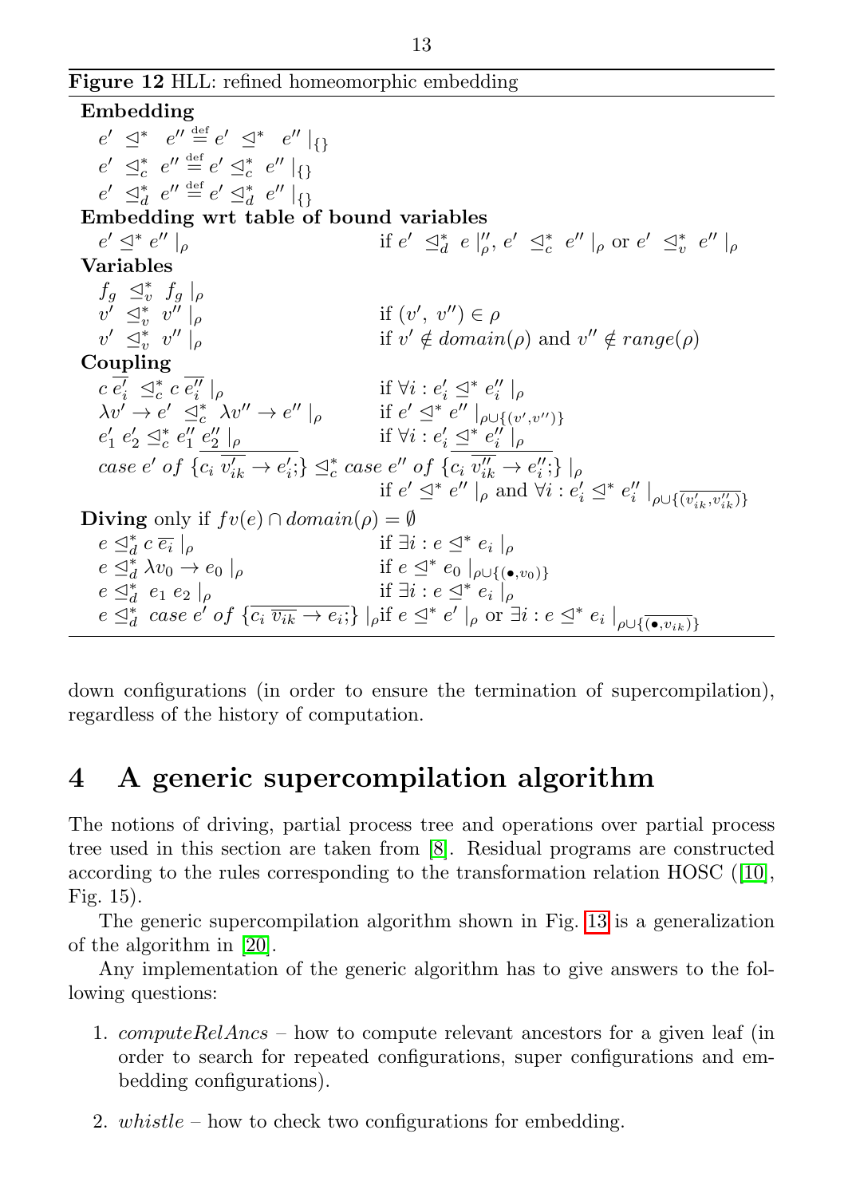**Figure 12** HLL: refined homeomorphic embedding

**Embedding**

$e' \trianglelefteq^* e'' \stackrel{\text{def}}{=} e' \trianglelefteq^* e'' \mid_{\{\}}$

$e' \trianglelefteq^*_c e'' \stackrel{\text{def}}{=} e' \trianglelefteq^*_c e'' \mid_{\{\}}$

$e' \trianglelefteq^*_d e'' \stackrel{\text{def}}{=} e' \trianglelefteq^*_d e'' \mid_{\{\}}$

**Embedding wrt table of bound variables**

$e' \trianglelefteq^* e'' \mid_\rho$ if $e' \trianglelefteq^*_d e \mid''_\rho$, $e' \trianglelefteq^*_c e'' \mid_\rho$ or $e' \trianglelefteq^*_v e'' \mid_\rho$

**Variables**

$f_g \trianglelefteq^*_v f_g \mid_\rho$

$v' \trianglelefteq^*_v v'' \mid_\rho$ if $(v', v'') \in \rho$

$v' \trianglelefteq^*_v v'' \mid_\rho$ if $v' \notin domain(\rho)$ and $v'' \notin range(\rho)$

**Coupling**

$c\,\overline{e'_i} \trianglelefteq^*_c c\,\overline{e''_i} \mid_\rho$ if $\forall i : e'_i \trianglelefteq^* e''_i \mid_\rho$

$\lambda v' \to e' \trianglelefteq^*_c \lambda v'' \to e'' \mid_\rho$ if $e' \trianglelefteq^* e'' \mid_{\rho \cup \{(v', v'')\}}$

$e'_1\ e'_2 \trianglelefteq^*_c e''_1\ e''_2 \mid_\rho$ if $\forall i : e'_i \trianglelefteq^* e''_i \mid_\rho$

$case\ e'\ of\ \{\overline{c_i\ \overline{v'_{ik}} \to e'_i;}\} \trianglelefteq^*_c case\ e''\ of\ \{\overline{c_i\ \overline{v''_{ik}} \to e''_i;}\} \mid_\rho$
if $e' \trianglelefteq^* e'' \mid_\rho$ and $\forall i : e'_i \trianglelefteq^* e''_i \mid_{\rho \cup \{\overline{(v'_{ik}, v''_{ik})}\}}$

**Diving** only if $fv(e) \cap domain(\rho) = \emptyset$

$e \trianglelefteq^*_d c\,\overline{e_i} \mid_\rho$ if $\exists i : e \trianglelefteq^* e_i \mid_\rho$

$e \trianglelefteq^*_d \lambda v_0 \to e_0 \mid_\rho$ if $e \trianglelefteq^* e_0 \mid_{\rho \cup \{(\bullet, v_0)\}}$

$e \trianglelefteq^*_d e_1\ e_2 \mid_\rho$ if $\exists i : e \trianglelefteq^* e_i \mid_\rho$

$e \trianglelefteq^*_d case\ e'\ of\ \{\overline{c_i\ \overline{v_{ik}} \to e_i;}\} \mid_\rho$ if $e \trianglelefteq^* e' \mid_\rho$ or $\exists i : e \trianglelefteq^* e_i \mid_{\rho \cup \{\overline{(\bullet, v_{ik})}\}}$

down configurations (in order to ensure the termination of supercompilation), regardless of the history of computation.

## 4 A generic supercompilation algorithm

The notions of driving, partial process tree and operations over partial process tree used in this section are taken from [8]. Residual programs are constructed according to the rules corresponding to the transformation relation HOSC ([10], Fig. 15).

The generic supercompilation algorithm shown in Fig. 13 is a generalization of the algorithm in [20].

Any implementation of the generic algorithm has to give answers to the following questions:

1. *computeRelAncs* – how to compute relevant ancestors for a given leaf (in order to search for repeated configurations, super configurations and embedding configurations).
2. *whistle* – how to check two configurations for embedding.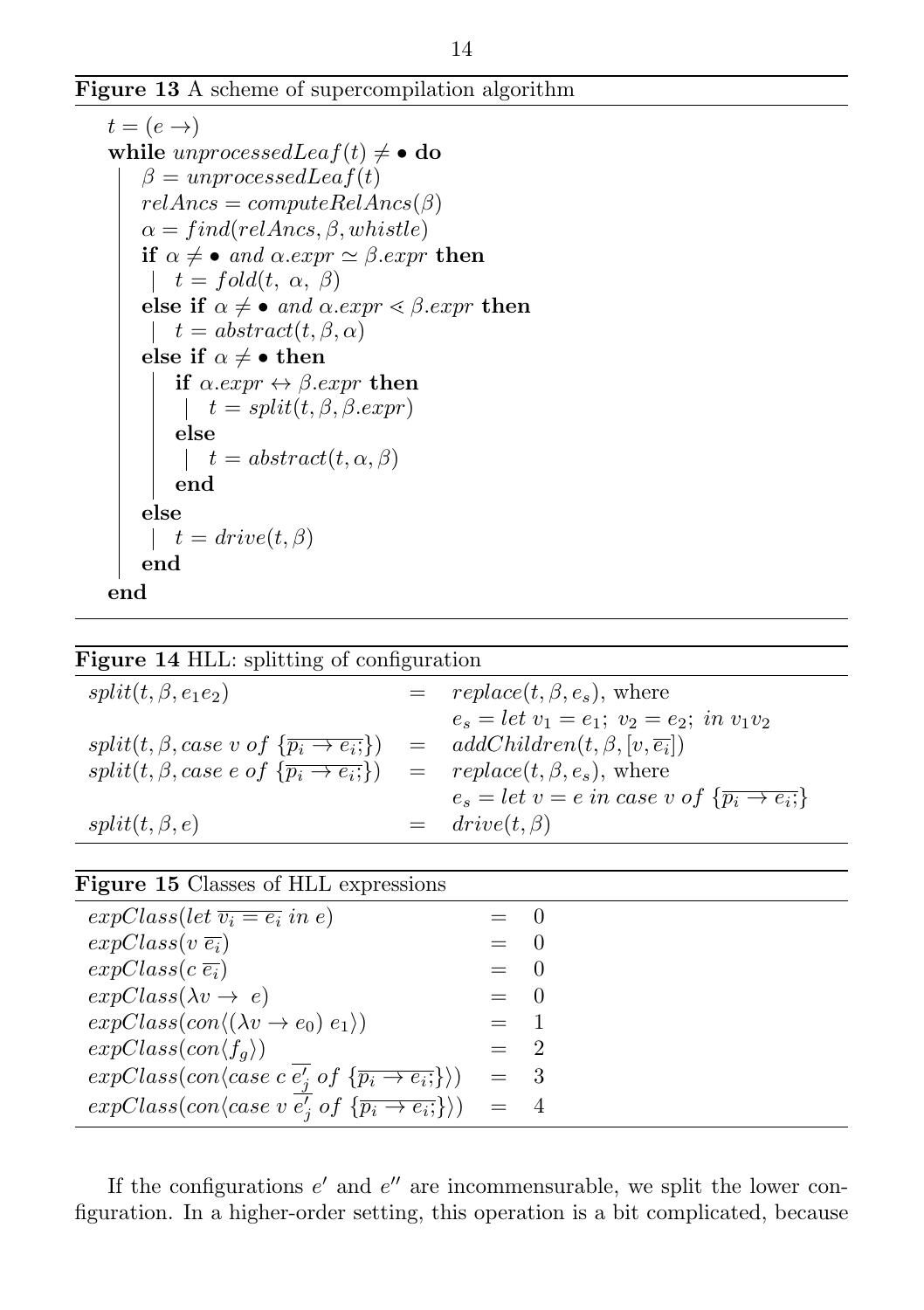**Figure 13** A scheme of supercompilation algorithm

```
t = (e →)
while unprocessedLeaf(t) ≠ • do
  | β = unprocessedLeaf(t)
  | relAncs = computeRelAncs(β)
  | α = find(relAncs, β, whistle)
  | if α ≠ • and α.expr ≃ β.expr then
  |   | t = fold(t, α, β)
  | else if α ≠ • and α.expr ⋖ β.expr then
  |   | t = abstract(t, β, α)
  | else if α ≠ • then
  |   | if α.expr ↔ β.expr then
  |   |   | t = split(t, β, β.expr)
  |   | else
  |   |   | t = abstract(t, α, β)
  |   | end
  | else
  |   | t = drive(t, β)
  | end
end
```

**Figure 14** HLL: splitting of configuration

$$
\begin{array}{lcl}
split(t, \beta, e_1 e_2) & = & replace(t, \beta, e_s), \text{ where} \\
 & & e_s = let\ v_1 = e_1;\ v_2 = e_2;\ in\ v_1 v_2 \\
split(t, \beta, case\ v\ of\ \{\overline{p_i \rightarrow e_i;}\}) & = & addChildren(t, \beta, [v, \overline{e_i}]) \\
split(t, \beta, case\ e\ of\ \{\overline{p_i \rightarrow e_i;}\}) & = & replace(t, \beta, e_s), \text{ where} \\
 & & e_s = let\ v = e\ in\ case\ v\ of\ \{\overline{p_i \rightarrow e_i;}\} \\
split(t, \beta, e) & = & drive(t, \beta)
\end{array}
$$

**Figure 15** Classes of HLL expressions

$$
\begin{array}{lcl}
expClass(let\ \overline{v_i = e_i}\ in\ e) & = & 0 \\
expClass(v\ \overline{e_i}) & = & 0 \\
expClass(c\ \overline{e_i}) & = & 0 \\
expClass(\lambda v \rightarrow\ e) & = & 0 \\
expClass(con\langle(\lambda v \rightarrow e_0)\ e_1\rangle) & = & 1 \\
expClass(con\langle f_g\rangle) & = & 2 \\
expClass(con\langle case\ c\ \overline{e_j'}\ of\ \{\overline{p_i \rightarrow e_i;}\}\rangle) & = & 3 \\
expClass(con\langle case\ v\ \overline{e_j'}\ of\ \{\overline{p_i \rightarrow e_i;}\}\rangle) & = & 4
\end{array}
$$

If the configurations $e'$ and $e''$ are incommensurable, we split the lower configuration. In a higher-order setting, this operation is a bit complicated, because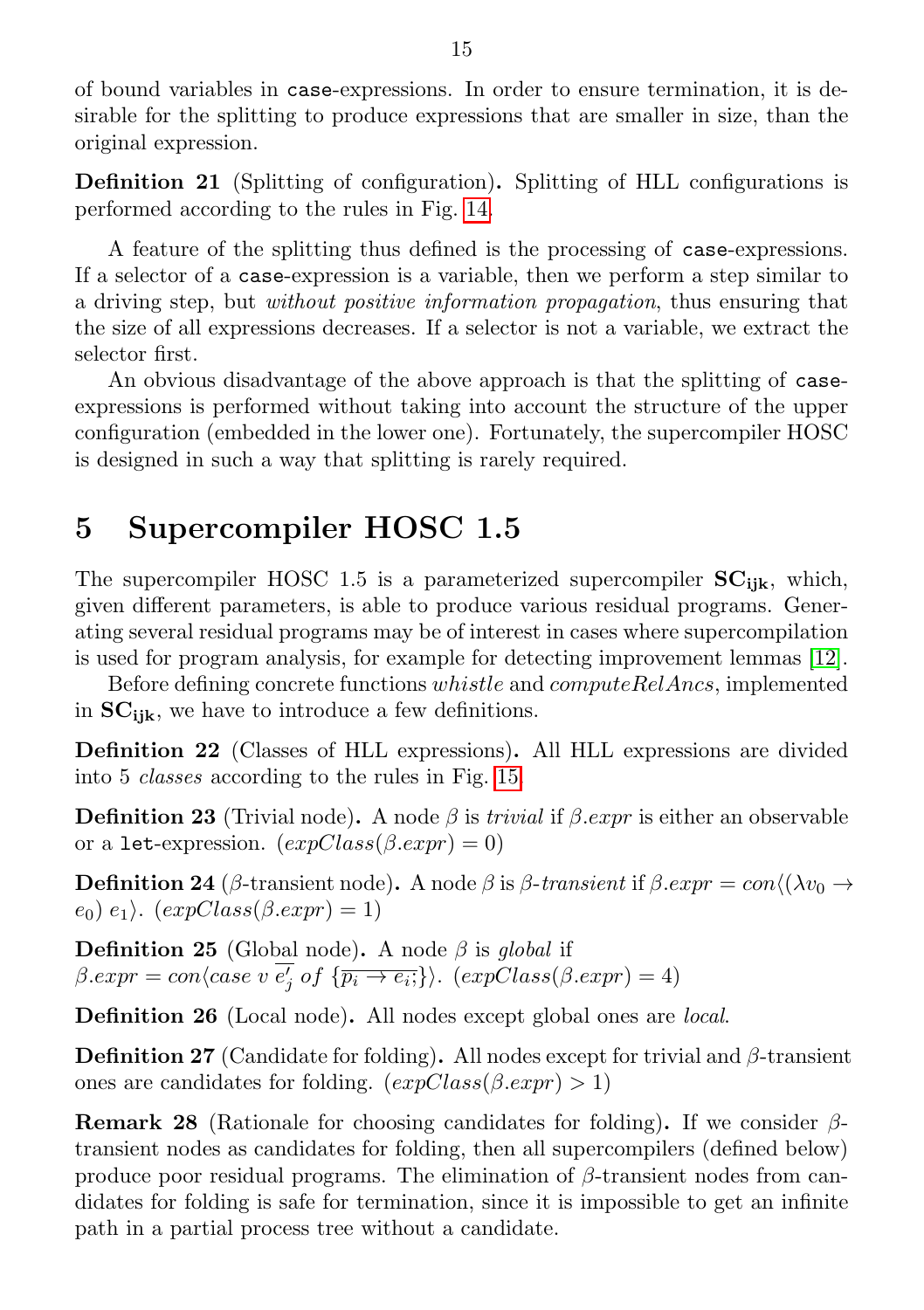of bound variables in case-expressions. In order to ensure termination, it is desirable for the splitting to produce expressions that are smaller in size, than the original expression.

**Definition 21** (Splitting of configuration)**.** Splitting of HLL configurations is performed according to the rules in Fig. 14.

A feature of the splitting thus defined is the processing of case-expressions. If a selector of a case-expression is a variable, then we perform a step similar to a driving step, but *without positive information propagation*, thus ensuring that the size of all expressions decreases. If a selector is not a variable, we extract the selector first.

An obvious disadvantage of the above approach is that the splitting of case-expressions is performed without taking into account the structure of the upper configuration (embedded in the lower one). Fortunately, the supercompiler HOSC is designed in such a way that splitting is rarely required.

# 5 Supercompiler HOSC 1.5

The supercompiler HOSC 1.5 is a parameterized supercompiler $\mathbf{SC_{ijk}}$, which, given different parameters, is able to produce various residual programs. Generating several residual programs may be of interest in cases where supercompilation is used for program analysis, for example for detecting improvement lemmas [12].

Before defining concrete functions *whistle* and *computeRelAncs*, implemented in $\mathbf{SC_{ijk}}$, we have to introduce a few definitions.

**Definition 22** (Classes of HLL expressions)**.** All HLL expressions are divided into 5 *classes* according to the rules in Fig. 15.

**Definition 23** (Trivial node)**.** A node $\beta$ is *trivial* if $\beta.expr$ is either an observable or a let-expression. $(expClass(\beta.expr) = 0)$

**Definition 24** ($\beta$-transient node)**.** A node $\beta$ is $\beta$*-transient* if $\beta.expr = con\langle(\lambda v_0 \rightarrow e_0)\ e_1\rangle$. $(expClass(\beta.expr) = 1)$

**Definition 25** (Global node)**.** A node $\beta$ is *global* if $\beta.expr = con\langle case\ v\ \overline{e'_j}\ of\ \{\overline{p_i \rightarrow e_i;}\}\rangle$. $(expClass(\beta.expr) = 4)$

**Definition 26** (Local node)**.** All nodes except global ones are *local*.

**Definition 27** (Candidate for folding)**.** All nodes except for trivial and $\beta$-transient ones are candidates for folding. $(expClass(\beta.expr) > 1)$

**Remark 28** (Rationale for choosing candidates for folding)**.** If we consider $\beta$-transient nodes as candidates for folding, then all supercompilers (defined below) produce poor residual programs. The elimination of $\beta$-transient nodes from candidates for folding is safe for termination, since it is impossible to get an infinite path in a partial process tree without a candidate.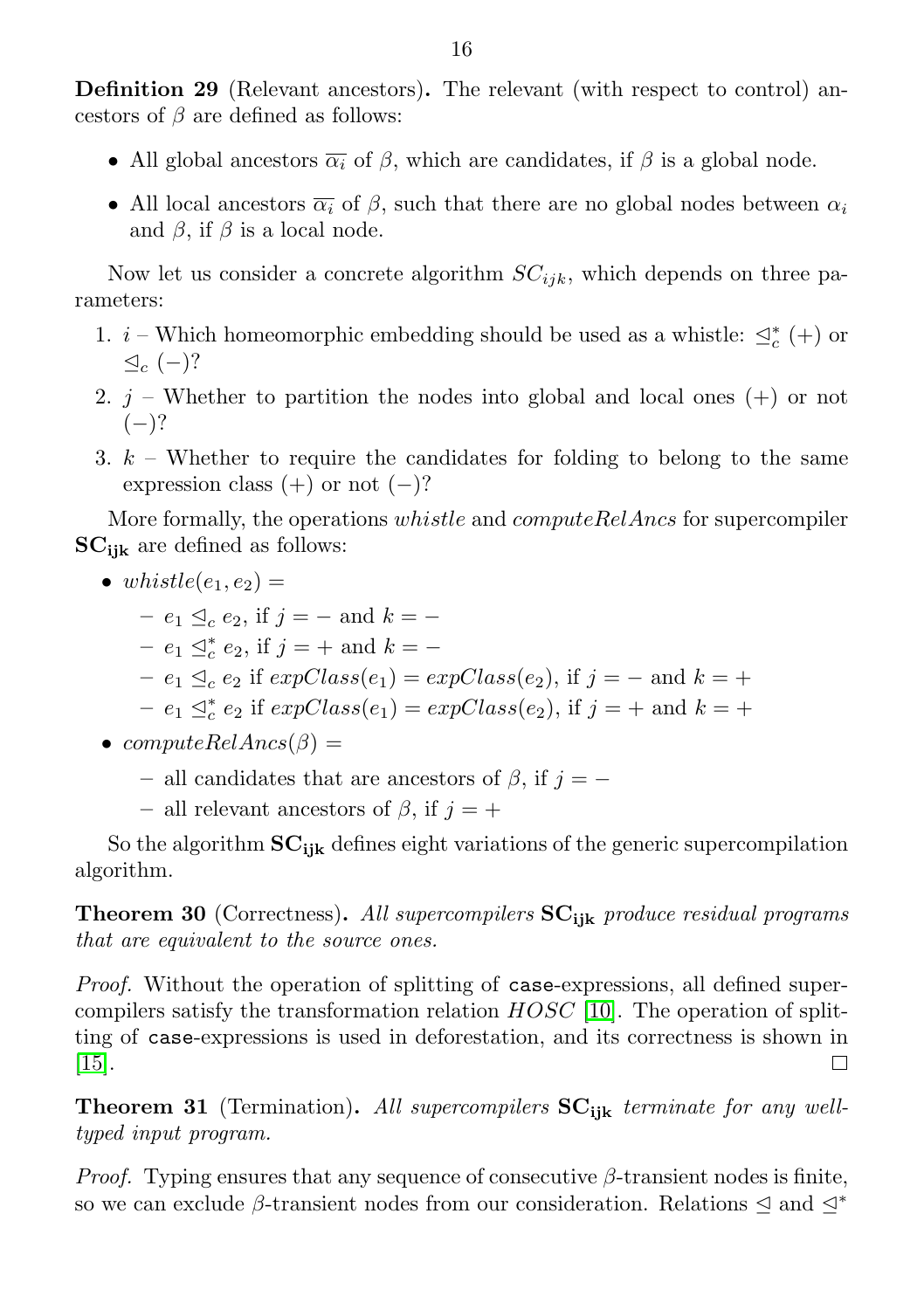**Definition 29** (Relevant ancestors)**.** The relevant (with respect to control) ancestors of $\beta$ are defined as follows:

- All global ancestors $\overline{\alpha_i}$ of $\beta$, which are candidates, if $\beta$ is a global node.
- All local ancestors $\overline{\alpha_i}$ of $\beta$, such that there are no global nodes between $\alpha_i$ and $\beta$, if $\beta$ is a local node.

Now let us consider a concrete algorithm $SC_{ijk}$, which depends on three parameters:

1. $i$ – Which homeomorphic embedding should be used as a whistle: $\trianglelefteq_c^*$ (+) or $\trianglelefteq_c$ (−)?
2. $j$ – Whether to partition the nodes into global and local ones (+) or not (−)?
3. $k$ – Whether to require the candidates for folding to belong to the same expression class (+) or not (−)?

More formally, the operations *whistle* and *computeRelAncs* for supercompiler $\mathbf{SC_{ijk}}$ are defined as follows:

- $whistle(e_1, e_2) =$
  - $e_1 \trianglelefteq_c e_2$, if $j = -$ and $k = -$
  - $e_1 \trianglelefteq_c^* e_2$, if $j = +$ and $k = -$
  - $e_1 \trianglelefteq_c e_2$ if $expClass(e_1) = expClass(e_2)$, if $j = -$ and $k = +$
  - $e_1 \trianglelefteq_c^* e_2$ if $expClass(e_1) = expClass(e_2)$, if $j = +$ and $k = +$
- $computeRelAncs(\beta) =$
  - all candidates that are ancestors of $\beta$, if $j = -$
  - all relevant ancestors of $\beta$, if $j = +$

So the algorithm $\mathbf{SC_{ijk}}$ defines eight variations of the generic supercompilation algorithm.

**Theorem 30** (Correctness)**.** *All supercompilers* $\mathbf{SC_{ijk}}$ *produce residual programs that are equivalent to the source ones.*

*Proof.* Without the operation of splitting of `case`-expressions, all defined supercompilers satisfy the transformation relation *HOSC* [10]. The operation of splitting of `case`-expressions is used in deforestation, and its correctness is shown in [15]. □

**Theorem 31** (Termination)**.** *All supercompilers* $\mathbf{SC_{ijk}}$ *terminate for any well-typed input program.*

*Proof.* Typing ensures that any sequence of consecutive $\beta$-transient nodes is finite, so we can exclude $\beta$-transient nodes from our consideration. Relations $\trianglelefteq$ and $\trianglelefteq^*$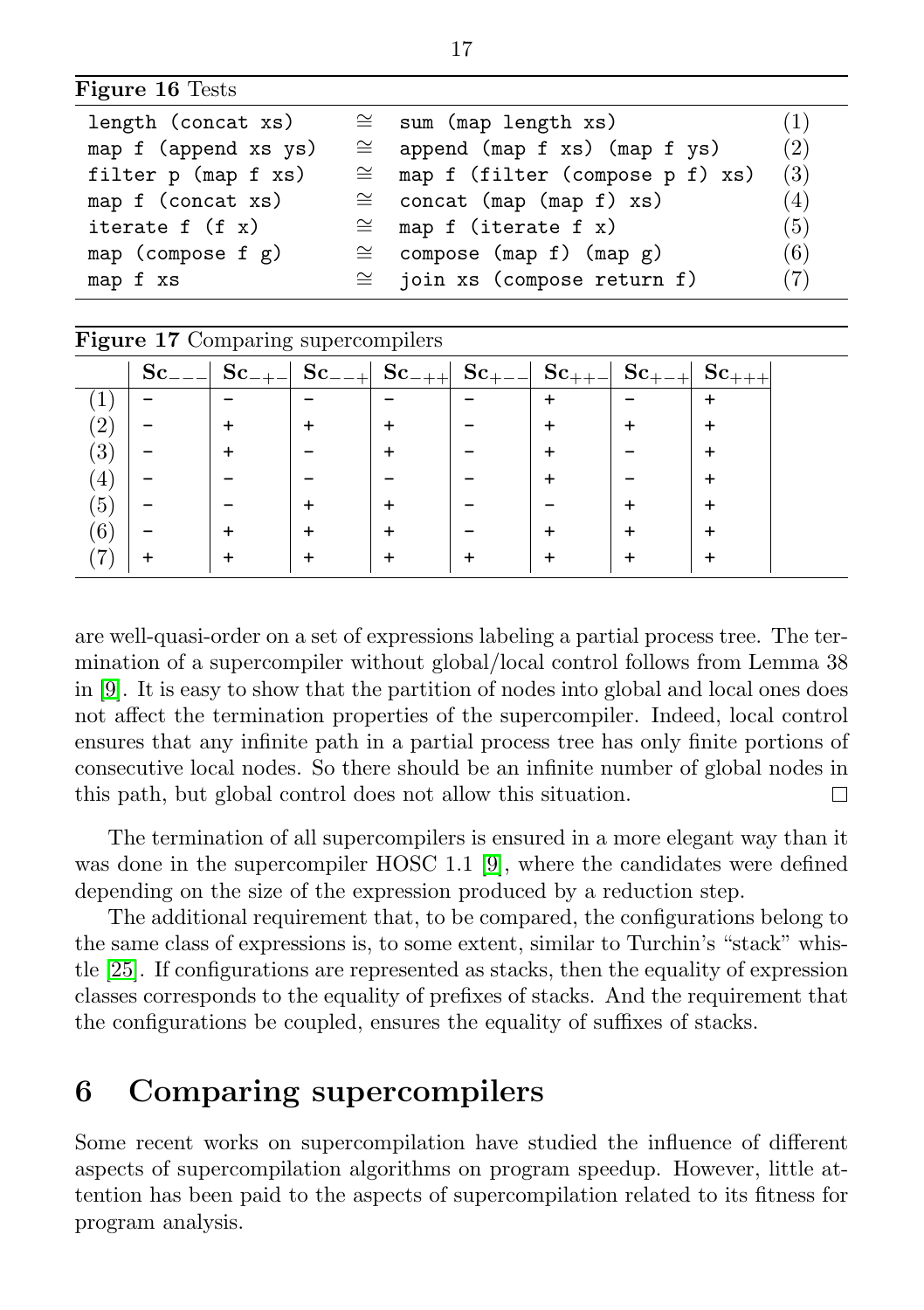**Figure 16** Tests

| | | | |
|---|---|---|---|
| `length (concat xs)` | $\cong$ | `sum (map length xs)` | (1) |
| `map f (append xs ys)` | $\cong$ | `append (map f xs) (map f ys)` | (2) |
| `filter p (map f xs)` | $\cong$ | `map f (filter (compose p f) xs)` | (3) |
| `map f (concat xs)` | $\cong$ | `concat (map (map f) xs)` | (4) |
| `iterate f (f x)` | $\cong$ | `map f (iterate f x)` | (5) |
| `map (compose f g)` | $\cong$ | `compose (map f) (map g)` | (6) |
| `map f xs` | $\cong$ | `join xs (compose return f)` | (7) |

**Figure 17** Comparing supercompilers

| | $\mathbf{Sc}_{---}$ | $\mathbf{Sc}_{-+-}$ | $\mathbf{Sc}_{--+}$ | $\mathbf{Sc}_{-++}$ | $\mathbf{Sc}_{+--}$ | $\mathbf{Sc}_{++-}$ | $\mathbf{Sc}_{+-+}$ | $\mathbf{Sc}_{+++}$ |
|---|---|---|---|---|---|---|---|---|
| (1) | - | - | - | - | - | + | - | + |
| (2) | - | + | + | + | - | + | + | + |
| (3) | - | + | - | + | - | + | - | + |
| (4) | - | - | - | - | - | + | - | + |
| (5) | - | - | + | + | - | - | + | + |
| (6) | - | + | + | + | - | + | + | + |
| (7) | + | + | + | + | + | + | + | + |

are well-quasi-order on a set of expressions labeling a partial process tree. The termination of a supercompiler without global/local control follows from Lemma 38 in [9]. It is easy to show that the partition of nodes into global and local ones does not affect the termination properties of the supercompiler. Indeed, local control ensures that any infinite path in a partial process tree has only finite portions of consecutive local nodes. So there should be an infinite number of global nodes in this path, but global control does not allow this situation. □

The termination of all supercompilers is ensured in a more elegant way than it was done in the supercompiler HOSC 1.1 [9], where the candidates were defined depending on the size of the expression produced by a reduction step.

The additional requirement that, to be compared, the configurations belong to the same class of expressions is, to some extent, similar to Turchin's "stack" whistle [25]. If configurations are represented as stacks, then the equality of expression classes corresponds to the equality of prefixes of stacks. And the requirement that the configurations be coupled, ensures the equality of suffixes of stacks.

## 6 Comparing supercompilers

Some recent works on supercompilation have studied the influence of different aspects of supercompilation algorithms on program speedup. However, little attention has been paid to the aspects of supercompilation related to its fitness for program analysis.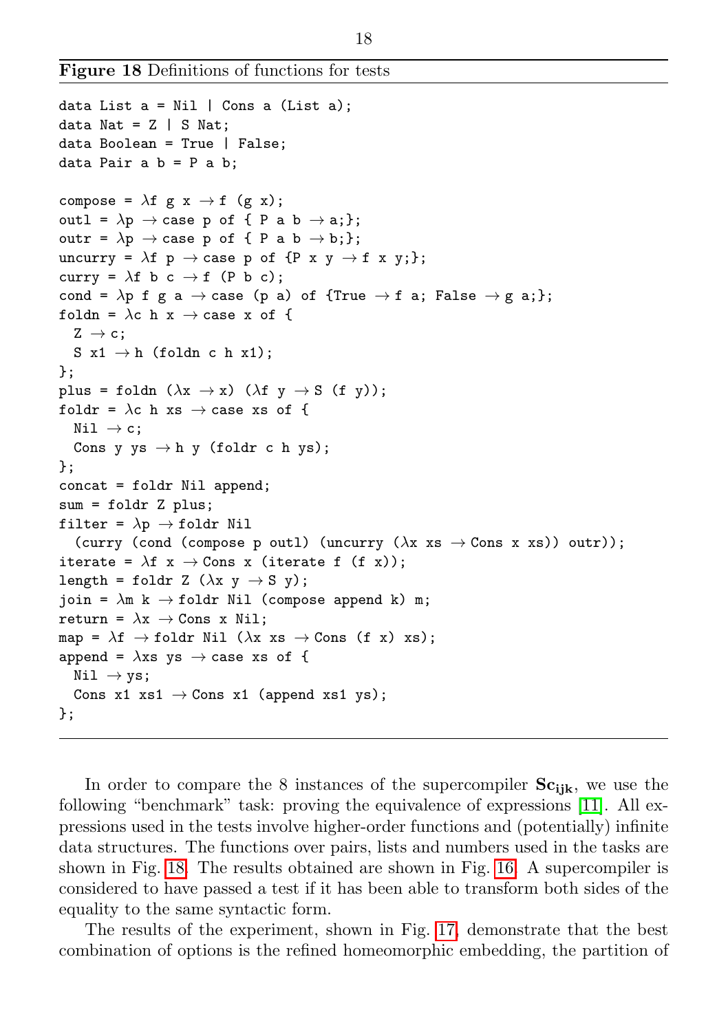**Figure 18** Definitions of functions for tests

```
data List a = Nil | Cons a (List a);
data Nat = Z | S Nat;
data Boolean = True | False;
data Pair a b = P a b;

compose = λf g x → f (g x);
outl = λp → case p of { P a b → a;};
outr = λp → case p of { P a b → b;};
uncurry = λf p → case p of {P x y → f x y;};
curry = λf b c → f (P b c);
cond = λp f g a → case (p a) of {True → f a; False → g a;};
foldn = λc h x → case x of {
  Z → c;
  S x1 → h (foldn c h x1);
};
plus = foldn (λx → x) (λf y → S (f y));
foldr = λc h xs → case xs of {
  Nil → c;
  Cons y ys → h y (foldr c h ys);
};
concat = foldr Nil append;
sum = foldr Z plus;
filter = λp → foldr Nil
  (curry (cond (compose p outl) (uncurry (λx xs → Cons x xs)) outr));
iterate = λf x → Cons x (iterate f (f x));
length = foldr Z (λx y → S y);
join = λm k → foldr Nil (compose append k) m;
return = λx → Cons x Nil;
map = λf → foldr Nil (λx xs → Cons (f x) xs);
append = λxs ys → case xs of {
  Nil → ys;
  Cons x1 xs1 → Cons x1 (append xs1 ys);
};
```

In order to compare the 8 instances of the supercompiler $\mathbf{Sc_{ijk}}$, we use the following "benchmark" task: proving the equivalence of expressions [11]. All expressions used in the tests involve higher-order functions and (potentially) infinite data structures. The functions over pairs, lists and numbers used in the tasks are shown in Fig. 18. The results obtained are shown in Fig. 16. A supercompiler is considered to have passed a test if it has been able to transform both sides of the equality to the same syntactic form.

The results of the experiment, shown in Fig. 17, demonstrate that the best combination of options is the refined homeomorphic embedding, the partition of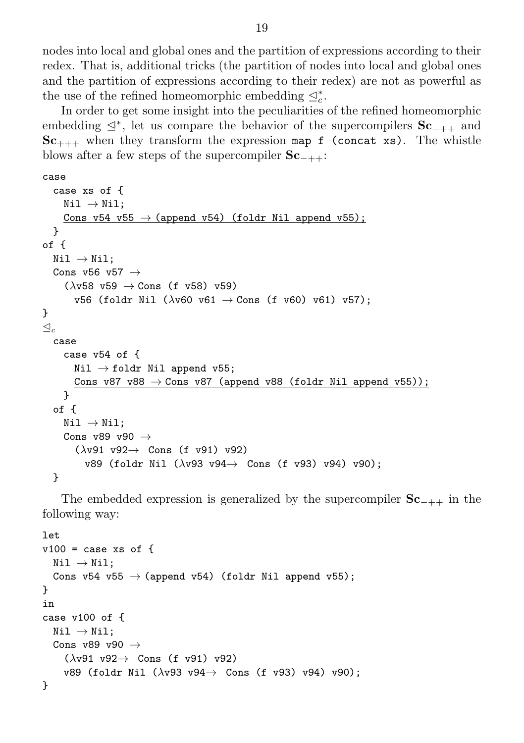nodes into local and global ones and the partition of expressions according to their redex. That is, additional tricks (the partition of nodes into local and global ones and the partition of expressions according to their redex) are not as powerful as the use of the refined homeomorphic embedding $\trianglelefteq^*_c$.

In order to get some insight into the peculiarities of the refined homeomorphic embedding $\trianglelefteq^*$, let us compare the behavior of the supercompilers $\mathbf{Sc}_{-++}$ and $\mathbf{Sc}_{+++}$ when they transform the expression `map f (concat xs)`. The whistle blows after a few steps of the supercompiler $\mathbf{Sc}_{-++}$:

```
case
  case xs of {
    Nil → Nil;
    Cons v54 v55 → (append v54) (foldr Nil append v55);
  }
of {
  Nil → Nil;
  Cons v56 v57 →
    (λv58 v59 → Cons (f v58) v59)
      v56 (foldr Nil (λv60 v61 → Cons (f v60) v61) v57);
}
⊴c
  case
    case v54 of {
      Nil → foldr Nil append v55;
      Cons v87 v88 → Cons v87 (append v88 (foldr Nil append v55));
    }
  of {
    Nil → Nil;
    Cons v89 v90 →
      (λv91 v92→ Cons (f v91) v92)
        v89 (foldr Nil (λv93 v94→ Cons (f v93) v94) v90);
  }
```

The embedded expression is generalized by the supercompiler $\mathbf{Sc}_{-++}$ in the following way:

```
let
v100 = case xs of {
  Nil → Nil;
  Cons v54 v55 → (append v54) (foldr Nil append v55);
}
in
case v100 of {
  Nil → Nil;
  Cons v89 v90 →
    (λv91 v92→ Cons (f v91) v92)
    v89 (foldr Nil (λv93 v94→ Cons (f v93) v94) v90);
}
```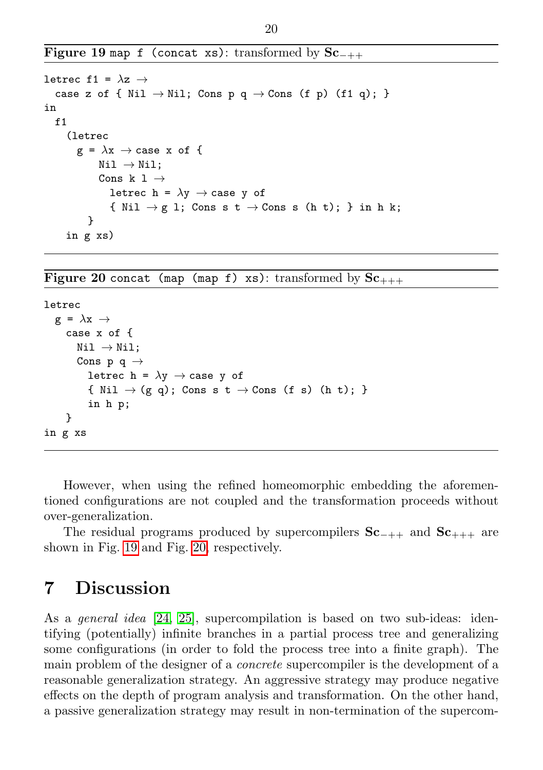**Figure 19** `map f (concat xs)`: transformed by $\mathbf{Sc}_{-++}$

```
letrec f1 = λz →
  case z of { Nil → Nil; Cons p q → Cons (f p) (f1 q); }
in
  f1
    (letrec
      g = λx → case x of {
          Nil → Nil;
          Cons k l →
            letrec h = λy → case y of
            { Nil → g l; Cons s t → Cons s (h t); } in h k;
      }
    in g xs)
```

**Figure 20** `concat (map (map f) xs)`: transformed by $\mathbf{Sc}_{+++}$

```
letrec
  g = λx →
    case x of {
      Nil → Nil;
      Cons p q →
        letrec h = λy → case y of
        { Nil → (g q); Cons s t → Cons (f s) (h t); }
        in h p;
    }
in g xs
```

However, when using the refined homeomorphic embedding the aforementioned configurations are not coupled and the transformation proceeds without over-generalization.

The residual programs produced by supercompilers $\mathbf{Sc}_{-++}$ and $\mathbf{Sc}_{+++}$ are shown in Fig. 19 and Fig. 20, respectively.

# 7 Discussion

As a *general idea* [24, 25], supercompilation is based on two sub-ideas: identifying (potentially) infinite branches in a partial process tree and generalizing some configurations (in order to fold the process tree into a finite graph). The main problem of the designer of a *concrete* supercompiler is the development of a reasonable generalization strategy. An aggressive strategy may produce negative effects on the depth of program analysis and transformation. On the other hand, a passive generalization strategy may result in non-termination of the supercom-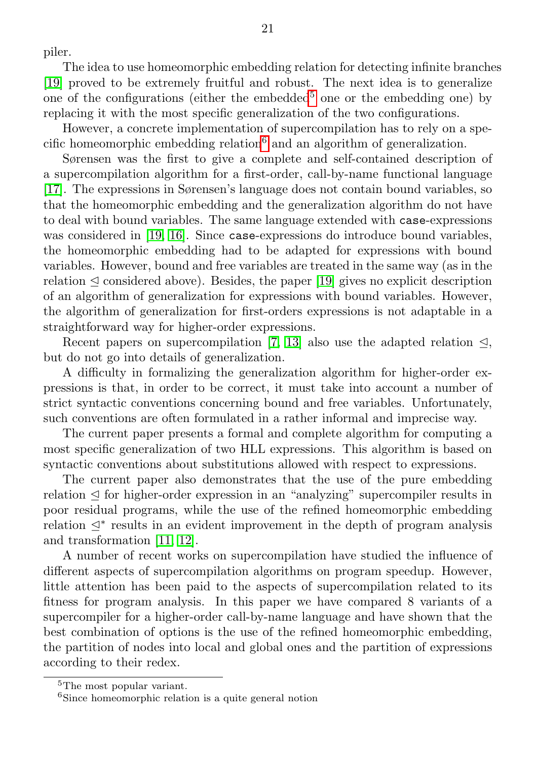piler.

The idea to use homeomorphic embedding relation for detecting infinite branches [19] proved to be extremely fruitful and robust. The next idea is to generalize one of the configurations (either the embedded[5] one or the embedding one) by replacing it with the most specific generalization of the two configurations.

However, a concrete implementation of supercompilation has to rely on a specific homeomorphic embedding relation[6] and an algorithm of generalization.

Sørensen was the first to give a complete and self-contained description of a supercompilation algorithm for a first-order, call-by-name functional language [17]. The expressions in Sørensen's language does not contain bound variables, so that the homeomorphic embedding and the generalization algorithm do not have to deal with bound variables. The same language extended with `case`-expressions was considered in [19, 16]. Since `case`-expressions do introduce bound variables, the homeomorphic embedding had to be adapted for expressions with bound variables. However, bound and free variables are treated in the same way (as in the relation $\trianglelefteq$ considered above). Besides, the paper [19] gives no explicit description of an algorithm of generalization for expressions with bound variables. However, the algorithm of generalization for first-orders expressions is not adaptable in a straightforward way for higher-order expressions.

Recent papers on supercompilation [7, 13] also use the adapted relation $\trianglelefteq$, but do not go into details of generalization.

A difficulty in formalizing the generalization algorithm for higher-order expressions is that, in order to be correct, it must take into account a number of strict syntactic conventions concerning bound and free variables. Unfortunately, such conventions are often formulated in a rather informal and imprecise way.

The current paper presents a formal and complete algorithm for computing a most specific generalization of two HLL expressions. This algorithm is based on syntactic conventions about substitutions allowed with respect to expressions.

The current paper also demonstrates that the use of the pure embedding relation $\trianglelefteq$ for higher-order expression in an "analyzing" supercompiler results in poor residual programs, while the use of the refined homeomorphic embedding relation $\trianglelefteq^*$ results in an evident improvement in the depth of program analysis and transformation [11, 12].

A number of recent works on supercompilation have studied the influence of different aspects of supercompilation algorithms on program speedup. However, little attention has been paid to the aspects of supercompilation related to its fitness for program analysis. In this paper we have compared 8 variants of a supercompiler for a higher-order call-by-name language and have shown that the best combination of options is the use of the refined homeomorphic embedding, the partition of nodes into local and global ones and the partition of expressions according to their redex.

[5] The most popular variant.

[6] Since homeomorphic relation is a quite general notion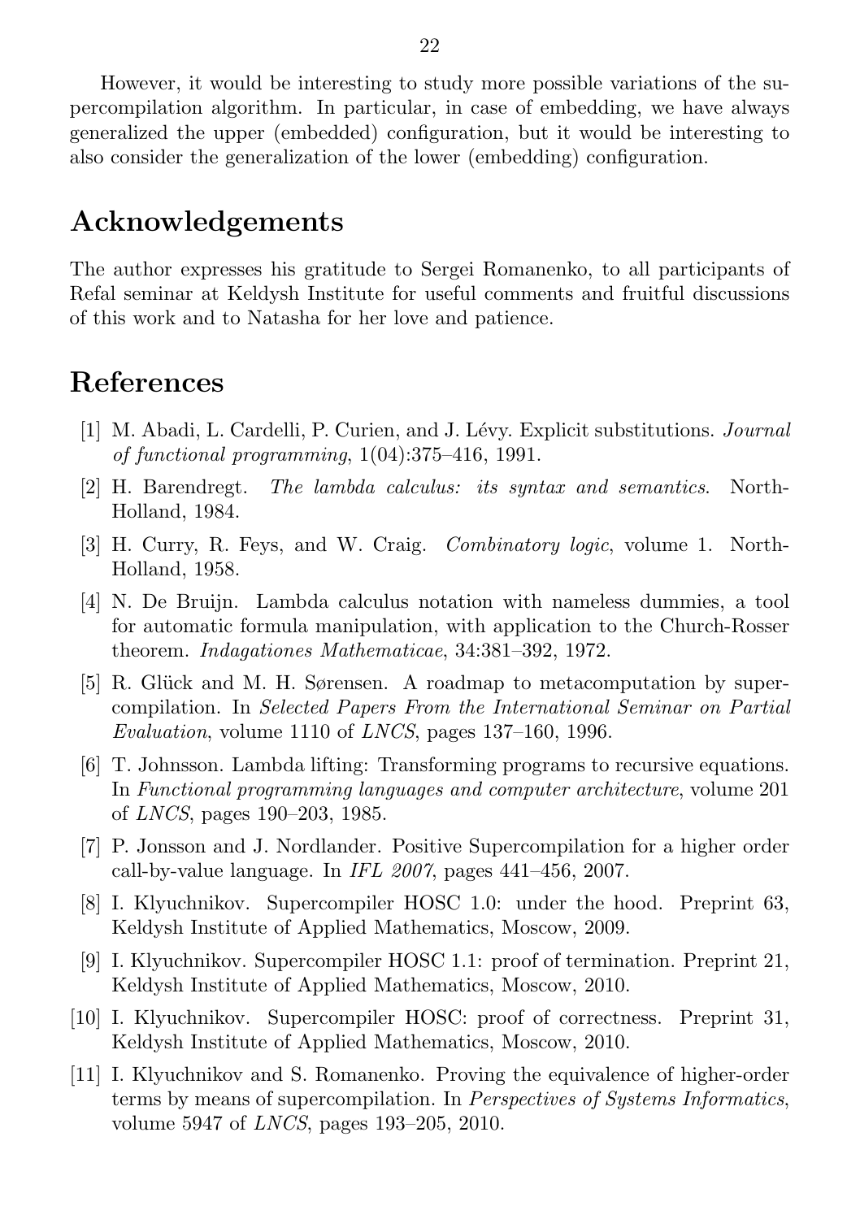However, it would be interesting to study more possible variations of the supercompilation algorithm. In particular, in case of embedding, we have always generalized the upper (embedded) configuration, but it would be interesting to also consider the generalization of the lower (embedding) configuration.

## Acknowledgements

The author expresses his gratitude to Sergei Romanenko, to all participants of Refal seminar at Keldysh Institute for useful comments and fruitful discussions of this work and to Natasha for her love and patience.

## References

[1] M. Abadi, L. Cardelli, P. Curien, and J. Lévy. Explicit substitutions. *Journal of functional programming*, 1(04):375–416, 1991.

[2] H. Barendregt. *The lambda calculus: its syntax and semantics*. North-Holland, 1984.

[3] H. Curry, R. Feys, and W. Craig. *Combinatory logic*, volume 1. North-Holland, 1958.

[4] N. De Bruijn. Lambda calculus notation with nameless dummies, a tool for automatic formula manipulation, with application to the Church-Rosser theorem. *Indagationes Mathematicae*, 34:381–392, 1972.

[5] R. Glück and M. H. Sørensen. A roadmap to metacomputation by supercompilation. In *Selected Papers From the International Seminar on Partial Evaluation*, volume 1110 of *LNCS*, pages 137–160, 1996.

[6] T. Johnsson. Lambda lifting: Transforming programs to recursive equations. In *Functional programming languages and computer architecture*, volume 201 of *LNCS*, pages 190–203, 1985.

[7] P. Jonsson and J. Nordlander. Positive Supercompilation for a higher order call-by-value language. In *IFL 2007*, pages 441–456, 2007.

[8] I. Klyuchnikov. Supercompiler HOSC 1.0: under the hood. Preprint 63, Keldysh Institute of Applied Mathematics, Moscow, 2009.

[9] I. Klyuchnikov. Supercompiler HOSC 1.1: proof of termination. Preprint 21, Keldysh Institute of Applied Mathematics, Moscow, 2010.

[10] I. Klyuchnikov. Supercompiler HOSC: proof of correctness. Preprint 31, Keldysh Institute of Applied Mathematics, Moscow, 2010.

[11] I. Klyuchnikov and S. Romanenko. Proving the equivalence of higher-order terms by means of supercompilation. In *Perspectives of Systems Informatics*, volume 5947 of *LNCS*, pages 193–205, 2010.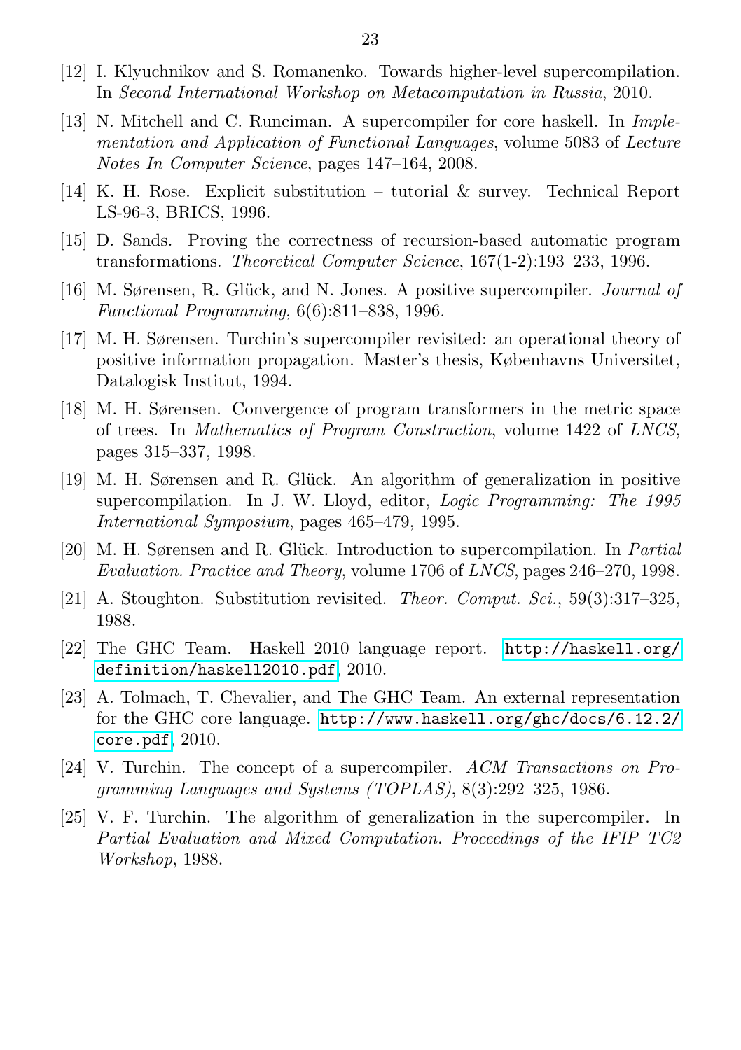[12] I. Klyuchnikov and S. Romanenko. Towards higher-level supercompilation. In *Second International Workshop on Metacomputation in Russia*, 2010.

[13] N. Mitchell and C. Runciman. A supercompiler for core haskell. In *Implementation and Application of Functional Languages*, volume 5083 of *Lecture Notes In Computer Science*, pages 147–164, 2008.

[14] K. H. Rose. Explicit substitution – tutorial & survey. Technical Report LS-96-3, BRICS, 1996.

[15] D. Sands. Proving the correctness of recursion-based automatic program transformations. *Theoretical Computer Science*, 167(1-2):193–233, 1996.

[16] M. Sørensen, R. Glück, and N. Jones. A positive supercompiler. *Journal of Functional Programming*, 6(6):811–838, 1996.

[17] M. H. Sørensen. Turchin's supercompiler revisited: an operational theory of positive information propagation. Master's thesis, Københavns Universitet, Datalogisk Institut, 1994.

[18] M. H. Sørensen. Convergence of program transformers in the metric space of trees. In *Mathematics of Program Construction*, volume 1422 of *LNCS*, pages 315–337, 1998.

[19] M. H. Sørensen and R. Glück. An algorithm of generalization in positive supercompilation. In J. W. Lloyd, editor, *Logic Programming: The 1995 International Symposium*, pages 465–479, 1995.

[20] M. H. Sørensen and R. Glück. Introduction to supercompilation. In *Partial Evaluation. Practice and Theory*, volume 1706 of *LNCS*, pages 246–270, 1998.

[21] A. Stoughton. Substitution revisited. *Theor. Comput. Sci.*, 59(3):317–325, 1988.

[22] The GHC Team. Haskell 2010 language report. `http://haskell.org/definition/haskell2010.pdf`, 2010.

[23] A. Tolmach, T. Chevalier, and The GHC Team. An external representation for the GHC core language. `http://www.haskell.org/ghc/docs/6.12.2/core.pdf`, 2010.

[24] V. Turchin. The concept of a supercompiler. *ACM Transactions on Programming Languages and Systems (TOPLAS)*, 8(3):292–325, 1986.

[25] V. F. Turchin. The algorithm of generalization in the supercompiler. In *Partial Evaluation and Mixed Computation. Proceedings of the IFIP TC2 Workshop*, 1988.